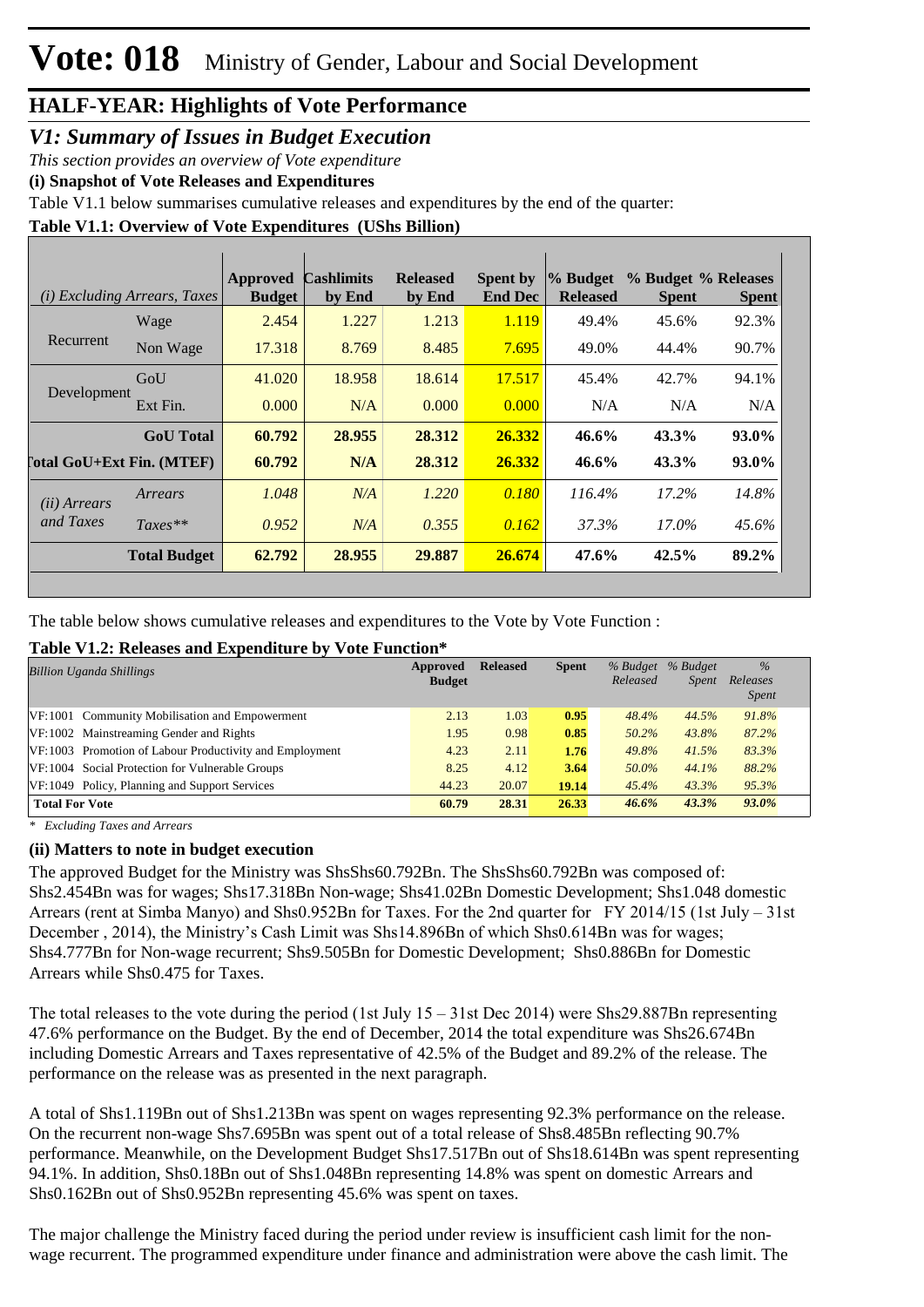# Vote: 018 Ministry of Gender, Labour and Social Development

## HALF-YEAR: Highlights of Vote Performance

### *V1: Summary of Issues in Budget Execution*

*This section provides an overview of Vote expenditure*

**(i) Snapshot of Vote Releases and Expenditures**

Table V1.1 below summarises cumulative releases and expenditures by the end of the quarter:

**Table V1.1: Overview of Vote Expenditures (UShs Billion)**

| *(i) Excluding Arrears, Taxes* | | Approved Budget | Cashlimits by End | Released by End | Spent by End Dec | % Budget Released | % Budget Spent | % Releases Spent |
|---|---|---|---|---|---|---|---|---|
| Recurrent | Wage | 2.454 | 1.227 | 1.213 | 1.119 | 49.4% | 45.6% | 92.3% |
| | Non Wage | 17.318 | 8.769 | 8.485 | 7.695 | 49.0% | 44.4% | 90.7% |
| Development | GoU | 41.020 | 18.958 | 18.614 | 17.517 | 45.4% | 42.7% | 94.1% |
| | Ext Fin. | 0.000 | N/A | 0.000 | 0.000 | N/A | N/A | N/A |
| | **GoU Total** | **60.792** | **28.955** | **28.312** | **26.332** | **46.6%** | **43.3%** | **93.0%** |
| **Total GoU+Ext Fin. (MTEF)** | | **60.792** | **N/A** | **28.312** | **26.332** | **46.6%** | **43.3%** | **93.0%** |
| *(ii) Arrears and Taxes* | *Arrears* | *1.048* | *N/A* | *1.220* | *0.180* | *116.4%* | *17.2%* | *14.8%* |
| | *Taxes*** | *0.952* | *N/A* | *0.355* | *0.162* | *37.3%* | *17.0%* | *45.6%* |
| | **Total Budget** | **62.792** | **28.955** | **29.887** | **26.674** | **47.6%** | **42.5%** | **89.2%** |

The table below shows cumulative releases and expenditures to the Vote by Vote Function :

**Table V1.2: Releases and Expenditure by Vote Function***

| *Billion Uganda Shillings* | Approved Budget | Released | Spent | *% Budget Released* | *% Budget Spent* | *% Releases Spent* |
|---|---|---|---|---|---|---|
| VF:1001 Community Mobilisation and Empowerment | 2.13 | 1.03 | **0.95** | *48.4%* | *44.5%* | *91.8%* |
| VF:1002 Mainstreaming Gender and Rights | 1.95 | 0.98 | **0.85** | *50.2%* | *43.8%* | *87.2%* |
| VF:1003 Promotion of Labour Productivity and Employment | 4.23 | 2.11 | **1.76** | *49.8%* | *41.5%* | *83.3%* |
| VF:1004 Social Protection for Vulnerable Groups | 8.25 | 4.12 | **3.64** | *50.0%* | *44.1%* | *88.2%* |
| VF:1049 Policy, Planning and Support Services | 44.23 | 20.07 | **19.14** | *45.4%* | *43.3%* | *95.3%* |
| **Total For Vote** | **60.79** | **28.31** | **26.33** | ***46.6%*** | ***43.3%*** | ***93.0%*** |

*\* Excluding Taxes and Arrears*

**(ii) Matters to note in budget execution**

The approved Budget for the Ministry was ShsShs60.792Bn. The ShsShs60.792Bn was composed of: Shs2.454Bn was for wages; Shs17.318Bn Non-wage; Shs41.02Bn Domestic Development; Shs1.048 domestic Arrears (rent at Simba Manyo) and Shs0.952Bn for Taxes. For the 2nd quarter for FY 2014/15 (1st July – 31st December , 2014), the Ministry's Cash Limit was Shs14.896Bn of which Shs0.614Bn was for wages; Shs4.777Bn for Non-wage recurrent; Shs9.505Bn for Domestic Development; Shs0.886Bn for Domestic Arrears while Shs0.475 for Taxes.

The total releases to the vote during the period (1st July 15 – 31st Dec 2014) were Shs29.887Bn representing 47.6% performance on the Budget. By the end of December, 2014 the total expenditure was Shs26.674Bn including Domestic Arrears and Taxes representative of 42.5% of the Budget and 89.2% of the release. The performance on the release was as presented in the next paragraph.

A total of Shs1.119Bn out of Shs1.213Bn was spent on wages representing 92.3% performance on the release. On the recurrent non-wage Shs7.695Bn was spent out of a total release of Shs8.485Bn reflecting 90.7% performance. Meanwhile, on the Development Budget Shs17.517Bn out of Shs18.614Bn was spent representing 94.1%. In addition, Shs0.18Bn out of Shs1.048Bn representing 14.8% was spent on domestic Arrears and Shs0.162Bn out of Shs0.952Bn representing 45.6% was spent on taxes.

The major challenge the Ministry faced during the period under review is insufficient cash limit for the non-wage recurrent. The programmed expenditure under finance and administration were above the cash limit. The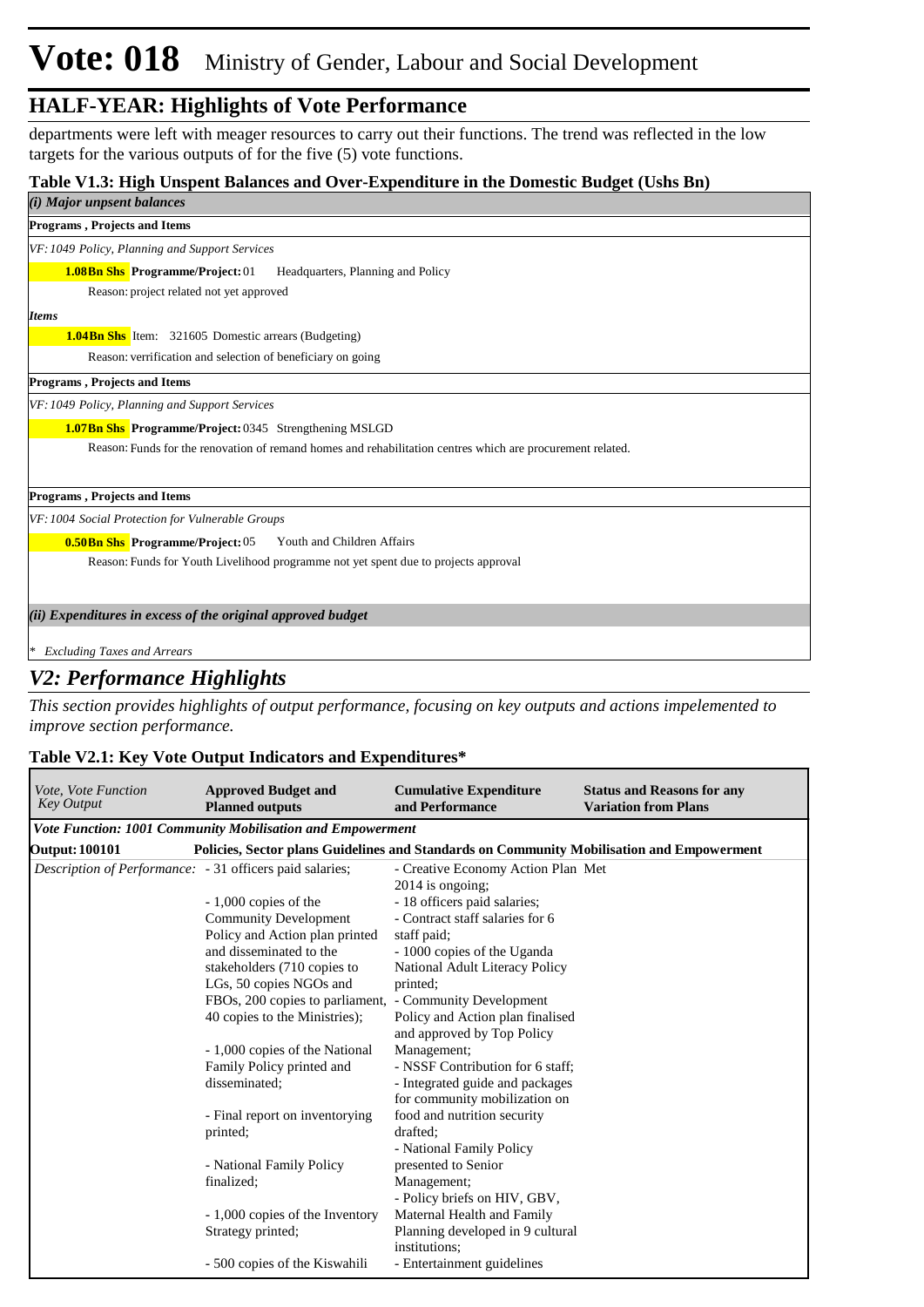# Vote: 018 Ministry of Gender, Labour and Social Development

## HALF-YEAR: Highlights of Vote Performance

departments were left with meager resources to carry out their functions. The trend was reflected in the low targets for the various outputs of for the five (5) vote functions.

### Table V1.3: High Unspent Balances and Over-Expenditure in the Domestic Budget (Ushs Bn)

*(i) Major unspent balances*

**Programs , Projects and Items**

*VF: 1049 Policy, Planning and Support Services*

**1.08Bn Shs** **Programme/Project:** 01 Headquarters, Planning and Policy

Reason: project related not yet approved

***Items***

**1.04Bn Shs** Item: 321605 Domestic arrears (Budgeting)

Reason: verrification and selection of beneficiary on going

**Programs , Projects and Items**

*VF: 1049 Policy, Planning and Support Services*

**1.07Bn Shs** **Programme/Project:** 0345 Strengthening MSLGD

Reason: Funds for the renovation of remand homes and rehabilitation centres which are procurement related.

**Programs , Projects and Items**

*VF: 1004 Social Protection for Vulnerable Groups*

**0.50Bn Shs** **Programme/Project:** 05 Youth and Children Affairs

Reason: Funds for Youth Livelihood programme not yet spent due to projects approval

*(ii) Expenditures in excess of the original approved budget*

*\* Excluding Taxes and Arrears*

## V2: Performance Highlights

*This section provides highlights of output performance, focusing on key outputs and actions impelemented to improve section performance.*

### Table V2.1: Key Vote Output Indicators and Expenditures*

| *Vote, Vote Function Key Output* | **Approved Budget and Planned outputs** | **Cumulative Expenditure and Performance** | **Status and Reasons for any Variation from Plans** |
|---|---|---|---|
| ***Vote Function: 1001 Community Mobilisation and Empowerment*** | | | |
| **Output: 100101** | **Policies, Sector plans Guidelines and Standards on Community Mobilisation and Empowerment** | | |
| *Description of Performance:* | - 31 officers paid salaries;<br><br>- 1,000 copies of the Community Development Policy and Action plan printed and disseminated to the stakeholders (710 copies to LGs, 50 copies NGOs and FBOs, 200 copies to parliament, 40 copies to the Ministries);<br><br>- 1,000 copies of the National Family Policy printed and disseminated;<br><br>- Final report on inventorying printed;<br><br>- National Family Policy finalized;<br><br>- 1,000 copies of the Inventory Strategy printed;<br><br>- 500 copies of the Kiswahili | - Creative Economy Action Plan 2014 is ongoing;<br>- 18 officers paid salaries;<br>- Contract staff salaries for 6 staff paid;<br>- 1000 copies of the Uganda National Adult Literacy Policy printed;<br>- Community Development Policy and Action plan finalised and approved by Top Policy Management;<br>- NSSF Contribution for 6 staff;<br>- Integrated guide and packages for community mobilization on food and nutrition security drafted;<br>- National Family Policy presented to Senior Management;<br>- Policy briefs on HIV, GBV, Maternal Health and Family Planning developed in 9 cultural institutions;<br>- Entertainment guidelines | Met |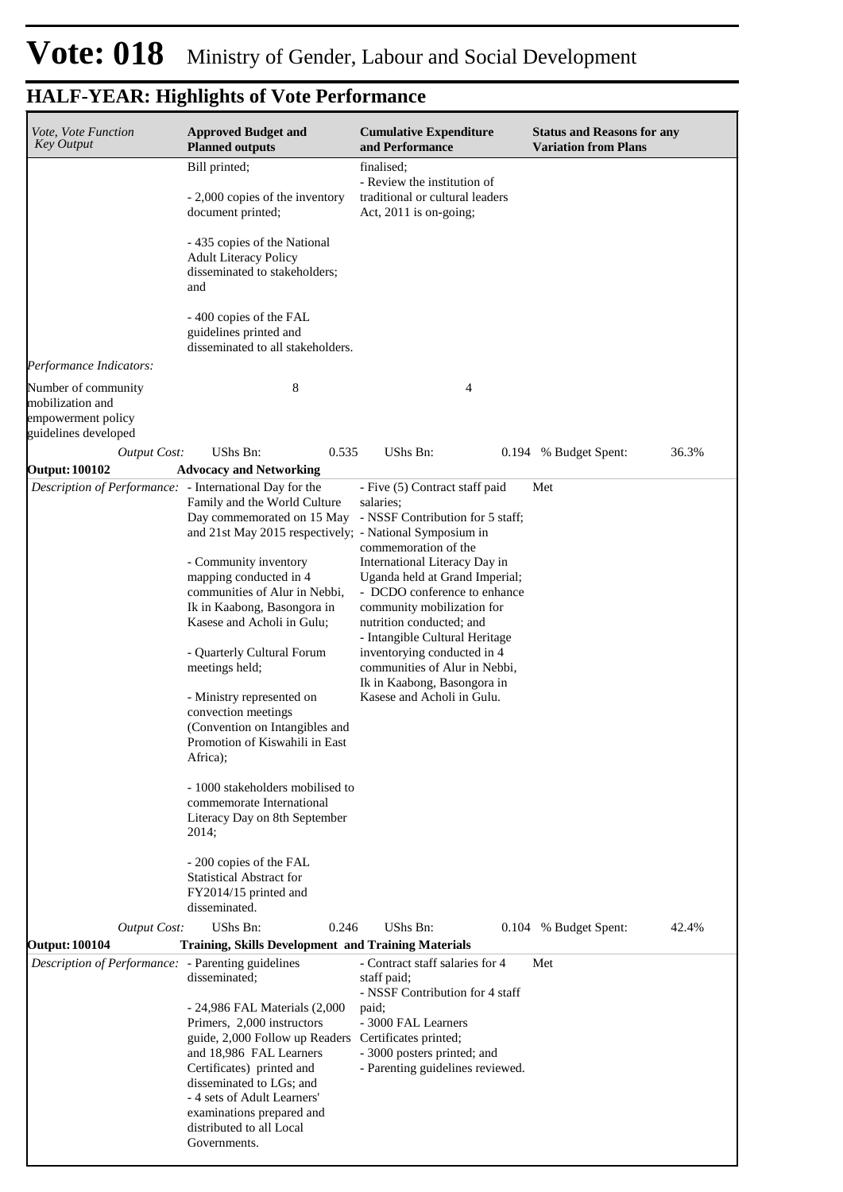# Vote: 018 Ministry of Gender, Labour and Social Development

## HALF-YEAR: Highlights of Vote Performance

| *Vote, Vote Function Key Output* | **Approved Budget and Planned outputs** | **Cumulative Expenditure and Performance** | **Status and Reasons for any Variation from Plans** |
|---|---|---|---|
| | Bill printed;<br><br>- 2,000 copies of the inventory document printed;<br><br>- 435 copies of the National Adult Literacy Policy disseminated to stakeholders; and<br><br>- 400 copies of the FAL guidelines printed and disseminated to all stakeholders. | finalised;<br>- Review the institution of traditional or cultural leaders Act, 2011 is on-going; | |
| *Performance Indicators:* | | | |
| Number of community mobilization and empowerment policy guidelines developed | 8 | 4 | |
| *Output Cost:* | UShs Bn: 0.535 | UShs Bn: 0.194 | % Budget Spent: 36.3% |
| **Output: 100102** | **Advocacy and Networking** | | |
| *Description of Performance:* | - International Day for the Family and the World Culture Day commemorated on 15 May and 21st May 2015 respectively;<br><br>- Community inventory mapping conducted in 4 communities of Alur in Nebbi, Ik in Kaabong, Basongora in Kasese and Acholi in Gulu;<br><br>- Quarterly Cultural Forum meetings held;<br><br>- Ministry represented on convection meetings (Convention on Intangibles and Promotion of Kiswahili in East Africa);<br><br>- 1000 stakeholders mobilised to commemorate International Literacy Day on 8th September 2014;<br><br>- 200 copies of the FAL Statistical Abstract for FY2014/15 printed and disseminated. | - Five (5) Contract staff paid salaries;<br>- NSSF Contribution for 5 staff;<br>- National Symposium in commemoration of the International Literacy Day in Uganda held at Grand Imperial;<br>- DCDO conference to enhance community mobilization for nutrition conducted; and<br>- Intangible Cultural Heritage inventorying conducted in 4 communities of Alur in Nebbi, Ik in Kaabong, Basongora in Kasese and Acholi in Gulu. | Met |
| *Output Cost:* | UShs Bn: 0.246 | UShs Bn: 0.104 | % Budget Spent: 42.4% |
| **Output: 100104** | **Training, Skills Development and Training Materials** | | |
| *Description of Performance:* | - Parenting guidelines disseminated;<br><br>- 24,986 FAL Materials (2,000 Primers, 2,000 instructors guide, 2,000 Follow up Readers and 18,986 FAL Learners Certificates) printed and disseminated to LGs; and<br>- 4 sets of Adult Learners' examinations prepared and distributed to all Local Governments. | - Contract staff salaries for 4 staff paid;<br>- NSSF Contribution for 4 staff paid;<br>- 3000 FAL Learners Certificates printed;<br>- 3000 posters printed; and<br>- Parenting guidelines reviewed. | Met |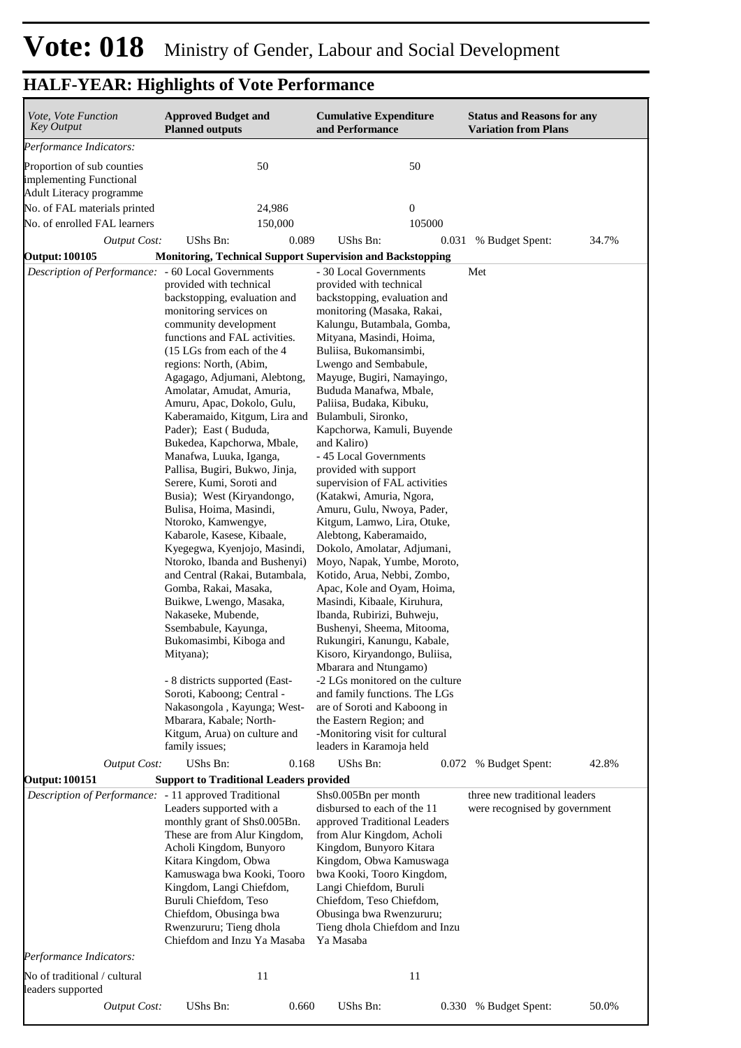# Vote: 018 Ministry of Gender, Labour and Social Development

## HALF-YEAR: Highlights of Vote Performance

| *Vote, Vote Function Key Output* | **Approved Budget and Planned outputs** | | **Cumulative Expenditure and Performance** | | **Status and Reasons for any Variation from Plans** | |
|---|---|---|---|---|---|---|
| *Performance Indicators:* | | | | | | |
| Proportion of sub counties implementing Functional Adult Literacy programme | | 50 | | 50 | | |
| No. of FAL materials printed | | 24,986 | | 0 | | |
| No. of enrolled FAL learners | | 150,000 | | 105000 | | |
| *Output Cost:* | UShs Bn: | 0.089 | UShs Bn: | 0.031 | % Budget Spent: | 34.7% |
| **Output: 100105** | **Monitoring, Technical Support Supervision and Backstopping** | | | | | |
| *Description of Performance:* | - 60 Local Governments provided with technical backstopping, evaluation and monitoring services on community development functions and FAL activities. (15 LGs from each of the 4 regions: North, (Abim, Agagago, Adjumani, Alebtong, Amolatar, Amudat, Amuria, Amuru, Apac, Dokolo, Gulu, Kaberamaido, Kitgum, Lira and Pader); East ( Bududa, Bukedea, Kapchorwa, Mbale, Manafwa, Luuka, Iganga, Pallisa, Bugiri, Bukwo, Jinja, Serere, Kumi, Soroti and Busia); West (Kiryandongo, Bulisa, Hoima, Masindi, Ntoroko, Kamwengye, Kabarole, Kasese, Kibaale, Kyegegwa, Kyenjojo, Masindi, Ntoroko, Ibanda and Bushenyi) and Central (Rakai, Butambala, Gomba, Rakai, Masaka, Buikwe, Lwengo, Masaka, Nakaseke, Mubende, Ssembabule, Kayunga, Bukomasimbi, Kiboga and Mityana);<br><br>- 8 districts supported (East- Soroti, Kaboong; Central - Nakasongola , Kayunga; West- Mbarara, Kabale; North- Kitgum, Arua) on culture and family issues; | | - 30 Local Governments provided with technical backstopping, evaluation and monitoring (Masaka, Rakai, Kalungu, Butambala, Gomba, Mityana, Masindi, Hoima, Buliisa, Bukomansimbi, Lwengo and Sembabule, Mayuge, Bugiri, Namayingo, Bududa Manafwa, Mbale, Paliisa, Budaka, Kibuku, Bulambuli, Sironko, Kapchorwa, Kamuli, Buyende and Kaliro)<br>- 45 Local Governments provided with support supervision of FAL activities (Katakwi, Amuria, Ngora, Amuru, Gulu, Nwoya, Pader, Kitgum, Lamwo, Lira, Otuke, Alebtong, Kaberamaido, Dokolo, Amolatar, Adjumani, Moyo, Napak, Yumbe, Moroto, Kotido, Arua, Nebbi, Zombo, Apac, Kole and Oyam, Hoima, Masindi, Kibaale, Kiruhura, Ibanda, Rubirizi, Buhweju, Bushenyi, Sheema, Mitooma, Rukungiri, Kanungu, Kabale, Kisoro, Kiryandongo, Buliisa, Mbarara and Ntungamo)<br>-2 LGs monitored on the culture and family functions. The LGs are of Soroti and Kaboong in the Eastern Region; and<br>-Monitoring visit for cultural leaders in Karamoja held | | Met | |
| *Output Cost:* | UShs Bn: | 0.168 | UShs Bn: | 0.072 | % Budget Spent: | 42.8% |
| **Output: 100151** | **Support to Traditional Leaders provided** | | | | | |
| *Description of Performance:* | - 11 approved Traditional Leaders supported with a monthly grant of Shs0.005Bn. These are from Alur Kingdom, Acholi Kingdom, Bunyoro Kitara Kingdom, Obwa Kamuswaga bwa Kooki, Tooro Kingdom, Langi Chiefdom, Buruli Chiefdom, Teso Chiefdom, Obusinga bwa Rwenzururu; Tieng dhola Chiefdom and Inzu Ya Masaba | | Shs0.005Bn per month disbursed to each of the 11 approved Traditional Leaders from Alur Kingdom, Acholi Kingdom, Bunyoro Kitara Kingdom, Obwa Kamuswaga bwa Kooki, Tooro Kingdom, Langi Chiefdom, Buruli Chiefdom, Teso Chiefdom, Obusinga bwa Rwenzururu; Tieng dhola Chiefdom and Inzu Ya Masaba | | three new traditional leaders were recognised by government | |
| *Performance Indicators:* | | | | | | |
| No of traditional / cultural leaders supported | | 11 | | 11 | | |
| *Output Cost:* | UShs Bn: | 0.660 | UShs Bn: | 0.330 | % Budget Spent: | 50.0% |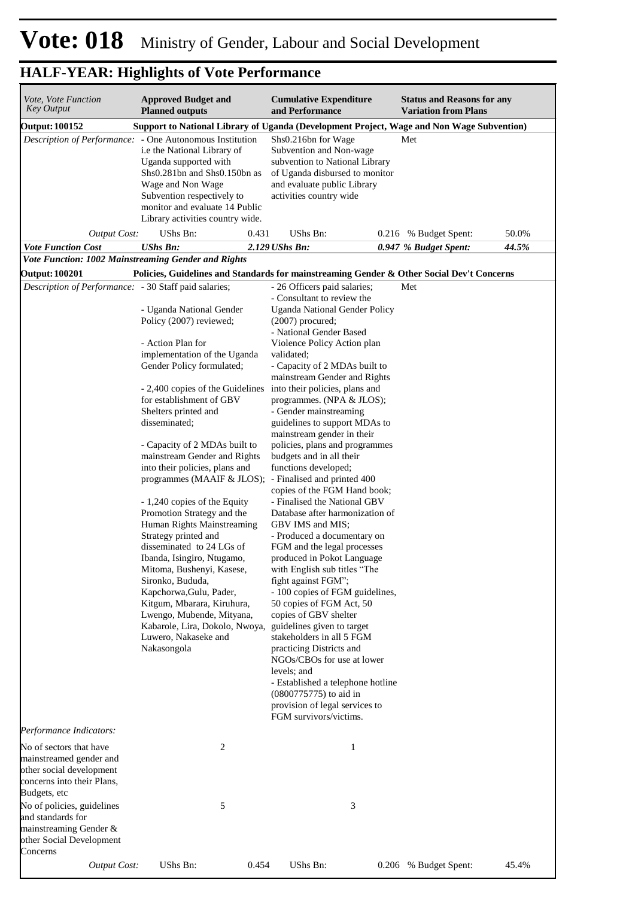# Vote: 018 Ministry of Gender, Labour and Social Development

## HALF-YEAR: Highlights of Vote Performance

| *Vote, Vote Function Key Output* | **Approved Budget and Planned outputs** | | **Cumulative Expenditure and Performance** | | **Status and Reasons for any Variation from Plans** | |
|---|---|---|---|---|---|---|
| **Output: 100152** | **Support to National Library of Uganda (Development Project, Wage and Non Wage Subvention)** | | | | | |
| *Description of Performance:* | - One Autonomous Institution i.e the National Library of Uganda supported with Shs0.281bn and Shs0.150bn as Wage and Non Wage Subvention respectively to monitor and evaluate 14 Public Library activities country wide. | | Shs0.216bn for Wage Subvention and Non-wage subvention to National Library of Uganda disbursed to monitor and evaluate public Library activities country wide | | Met | |
| *Output Cost:* | UShs Bn: | 0.431 | UShs Bn: | 0.216 | % Budget Spent: | 50.0% |
| ***Vote Function Cost*** | ***UShs Bn:*** | ***2.129*** | ***UShs Bn:*** | ***0.947*** | ***% Budget Spent:*** | ***44.5%*** |
| ***Vote Function: 1002 Mainstreaming Gender and Rights*** | | | | | | |
| **Output: 100201** | **Policies, Guidelines and Standards for mainstreaming Gender & Other Social Dev't Concerns** | | | | | |
| *Description of Performance:* | - 30 Staff paid salaries;<br><br>- Uganda National Gender Policy (2007) reviewed;<br><br>- Action Plan for implementation of the Uganda Gender Policy formulated;<br><br>- 2,400 copies of the Guidelines for establishment of GBV Shelters printed and disseminated;<br><br>- Capacity of 2 MDAs built to mainstream Gender and Rights into their policies, plans and programmes (MAAIF & JLOS);<br><br>- 1,240 copies of the Equity Promotion Strategy and the Human Rights Mainstreaming Strategy printed and disseminated to 24 LGs of Ibanda, Isingiro, Ntugamo, Mitoma, Bushenyi, Kasese, Sironko, Bududa, Kapchorwa,Gulu, Pader, Kitgum, Mbarara, Kiruhura, Lwengo, Mubende, Mityana, Kabarole, Lira, Dokolo, Nwoya, Luwero, Nakaseke and Nakasongola | | - 26 Officers paid salaries;<br>- Consultant to review the Uganda National Gender Policy (2007) procured;<br>- National Gender Based Violence Policy Action plan validated;<br>- Capacity of 2 MDAs built to mainstream Gender and Rights into their policies, plans and programmes. (NPA & JLOS);<br>- Gender mainstreaming guidelines to support MDAs to mainstream gender in their policies, plans and programmes budgets and in all their functions developed;<br>- Finalised and printed 400 copies of the FGM Hand book;<br>- Finalised the National GBV Database after harmonization of GBV IMS and MIS;<br>- Produced a documentary on FGM and the legal processes produced in Pokot Language with English sub titles "The fight against FGM";<br>- 100 copies of FGM guidelines, 50 copies of FGM Act, 50 copies of GBV shelter guidelines given to target stakeholders in all 5 FGM practicing Districts and NGOs/CBOs for use at lower levels; and<br>- Established a telephone hotline (0800775775) to aid in provision of legal services to FGM survivors/victims. | | Met | |
| *Performance Indicators:* | | | | | | |
| No of sectors that have mainstreamed gender and other social development concerns into their Plans, Budgets, etc | 2 | | 1 | | | |
| No of policies, guidelines and standards for mainstreaming Gender & other Social Development Concerns | 5 | | 3 | | | |
| *Output Cost:* | UShs Bn: | 0.454 | UShs Bn: | 0.206 | % Budget Spent: | 45.4% |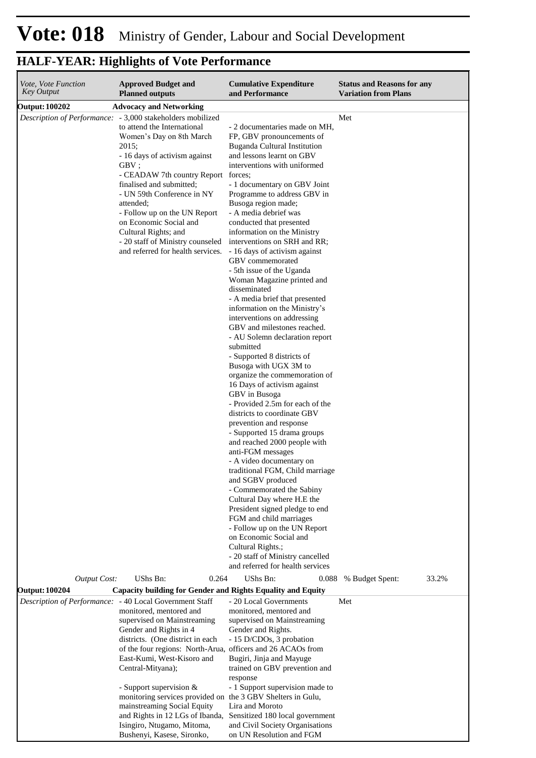# Vote: 018 Ministry of Gender, Labour and Social Development

## HALF-YEAR: Highlights of Vote Performance

| *Vote, Vote Function Key Output* | **Approved Budget and Planned outputs** | **Cumulative Expenditure and Performance** | **Status and Reasons for any Variation from Plans** |
|---|---|---|---|
| **Output: 100202** | **Advocacy and Networking** | | |
| *Description of Performance:* | - 3,000 stakeholders mobilized to attend the International Women's Day on 8th March 2015;<br>- 16 days of activism against GBV ;<br>- CEADAW 7th country Report finalised and submitted;<br>- UN 59th Conference in NY attended;<br>- Follow up on the UN Report on Economic Social and Cultural Rights; and<br>- 20 staff of Ministry counseled and referred for health services. | - 2 documentaries made on MH, FP, GBV pronouncements of Buganda Cultural Institution and lessons learnt on GBV interventions with uniformed forces;<br>- 1 documentary on GBV Joint Programme to address GBV in Busoga region made;<br>- A media debrief was conducted that presented information on the Ministry interventions on SRH and RR;<br>- 16 days of activism against GBV commemorated<br>- 5th issue of the Uganda Woman Magazine printed and disseminated<br>- A media brief that presented information on the Ministry's interventions on addressing GBV and milestones reached.<br>- AU Solemn declaration report submitted<br>- Supported 8 districts of Busoga with UGX 3M to organize the commemoration of 16 Days of activism against GBV in Busoga<br>- Provided 2.5m for each of the districts to coordinate GBV prevention and response<br>- Supported 15 drama groups and reached 2000 people with anti-FGM messages<br>- A video documentary on traditional FGM, Child marriage and SGBV produced<br>- Commemorated the Sabiny Cultural Day where H.E the President signed pledge to end FGM and child marriages<br>- Follow up on the UN Report on Economic Social and Cultural Rights.;<br>- 20 staff of Ministry cancelled and referred for health services | Met |
| *Output Cost:* | UShs Bn: 0.264 | UShs Bn: 0.088 | % Budget Spent: 33.2% |
| **Output: 100204** | **Capacity building for Gender and Rights Equality and Equity** | | |
| *Description of Performance:* | - 40 Local Government Staff monitored, mentored and supervised on Mainstreaming Gender and Rights in 4 districts. (One district in each of the four regions: North-Arua, East-Kumi, West-Kisoro and Central-Mityana);<br><br>- Support supervision & monitoring services provided on mainstreaming Social Equity and Rights in 12 LGs of Ibanda, Isingiro, Ntugamo, Mitoma, Bushenyi, Kasese, Sironko, | - 20 Local Governments monitored, mentored and supervised on Mainstreaming Gender and Rights.<br>- 15 D/CDOs, 3 probation officers and 26 ACAOs from Bugiri, Jinja and Mayuge trained on GBV prevention and response<br>- 1 Support supervision made to the 3 GBV Shelters in Gulu, Lira and Moroto<br>Sensitized 180 local government and Civil Society Organisations on UN Resolution and FGM | Met |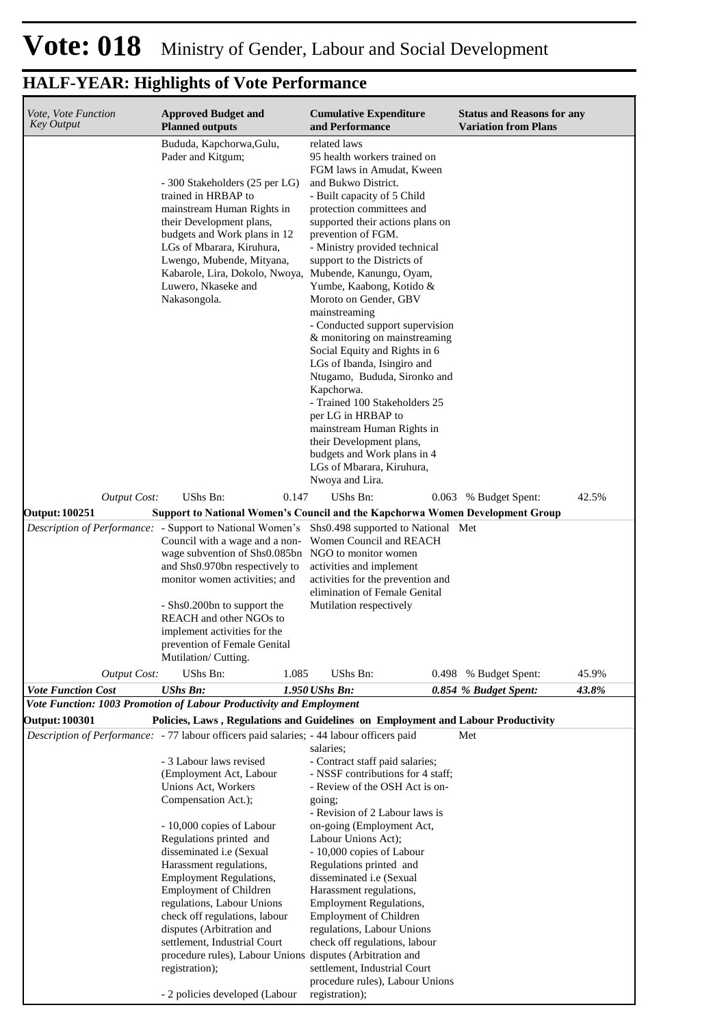# Vote: 018 Ministry of Gender, Labour and Social Development

## HALF-YEAR: Highlights of Vote Performance

| *Vote, Vote Function Key Output* | **Approved Budget and Planned outputs** | **Cumulative Expenditure and Performance** | **Status and Reasons for any Variation from Plans** |
|---|---|---|---|
| | Bududa, Kapchorwa,Gulu, Pader and Kitgum;<br><br>- 300 Stakeholders (25 per LG) trained in HRBAP to mainstream Human Rights in their Development plans, budgets and Work plans in 12 LGs of Mbarara, Kiruhura, Lwengo, Mubende, Mityana, Kabarole, Lira, Dokolo, Nwoya, Luwero, Nkaseke and Nakasongola. | related laws<br>95 health workers trained on FGM laws in Amudat, Kween and Bukwo District.<br>- Built capacity of 5 Child protection committees and supported their actions plans on prevention of FGM.<br>- Ministry provided technical support to the Districts of Mubende, Kanungu, Oyam, Yumbe, Kaabong, Kotido & Moroto on Gender, GBV mainstreaming<br>- Conducted support supervision & monitoring on mainstreaming Social Equity and Rights in 6 LGs of Ibanda, Isingiro and Ntugamo, Bududa, Sironko and Kapchorwa.<br>- Trained 100 Stakeholders 25 per LG in HRBAP to mainstream Human Rights in their Development plans, budgets and Work plans in 4 LGs of Mbarara, Kiruhura, Nwoya and Lira. | |
| *Output Cost:* | UShs Bn: 0.147 | UShs Bn: 0.063 | % Budget Spent: 42.5% |
| **Output: 100251** | **Support to National Women's Council and the Kapchorwa Women Development Group** | | |
| *Description of Performance:* | - Support to National Women's Council with a wage and a non-wage subvention of Shs0.085bn and Shs0.970bn respectively to monitor women activities; and<br><br>- Shs0.200bn to support the REACH and other NGOs to implement activities for the prevention of Female Genital Mutilation/ Cutting. | Shs0.498 supported to National Women Council and REACH NGO to monitor women activities and implement activities for the prevention and elimination of Female Genital Mutilation respectively | Met |
| *Output Cost:* | UShs Bn: 1.085 | UShs Bn: 0.498 | % Budget Spent: 45.9% |
| ***Vote Function Cost*** | ***UShs Bn: 1.950*** | ***UShs Bn: 0.854*** | ***% Budget Spent: 43.8%*** |
| ***Vote Function: 1003 Promotion of Labour Productivity and Employment*** | | | |
| **Output: 100301** | **Policies, Laws , Regulations and Guidelines on Employment and Labour Productivity** | | |
| *Description of Performance:* | - 77 labour officers paid salaries;<br><br>- 3 Labour laws revised (Employment Act, Labour Unions Act, Workers Compensation Act.);<br><br>- 10,000 copies of Labour Regulations printed and disseminated i.e (Sexual Harassment regulations, Employment Regulations, Employment of Children regulations, Labour Unions check off regulations, labour disputes (Arbitration and settlement, Industrial Court procedure rules), Labour Unions registration);<br><br>- 2 policies developed (Labour | - 44 labour officers paid salaries;<br>- Contract staff paid salaries;<br>- NSSF contributions for 4 staff;<br>- Review of the OSH Act is on-going;<br>- Revision of 2 Labour laws is on-going (Employment Act, Labour Unions Act);<br>- 10,000 copies of Labour Regulations printed and disseminated i.e (Sexual Harassment regulations, Employment Regulations, Employment of Children regulations, Labour Unions check off regulations, labour disputes (Arbitration and settlement, Industrial Court procedure rules), Labour Unions registration); | Met |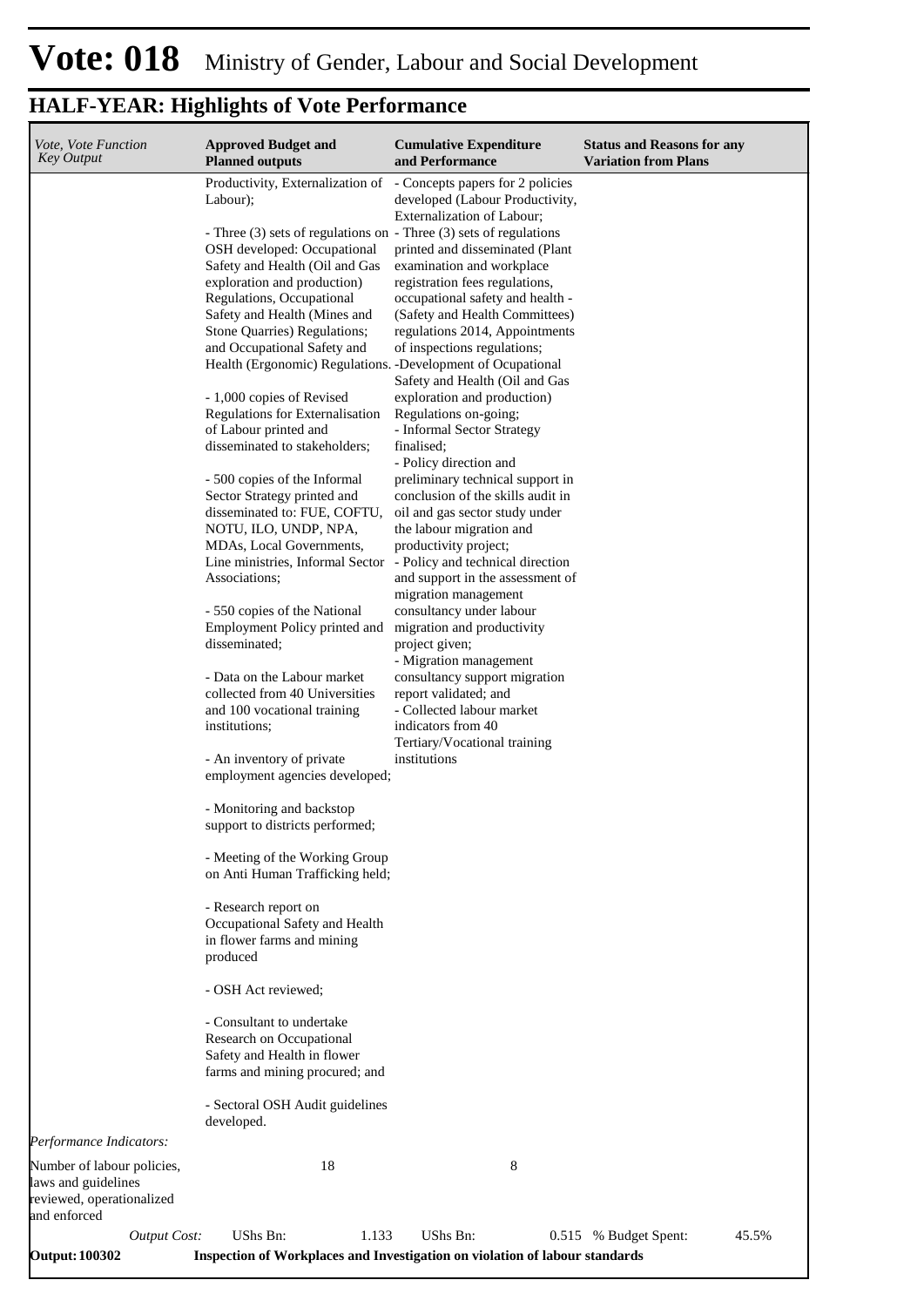# Vote: 018 Ministry of Gender, Labour and Social Development

## HALF-YEAR: Highlights of Vote Performance

| *Vote, Vote Function Key Output* | **Approved Budget and Planned outputs** | **Cumulative Expenditure and Performance** | **Status and Reasons for any Variation from Plans** |
|---|---|---|---|
| | Productivity, Externalization of Labour);<br><br>- Three (3) sets of regulations on OSH developed: Occupational Safety and Health (Oil and Gas exploration and production) Regulations, Occupational Safety and Health (Mines and Stone Quarries) Regulations; and Occupational Safety and Health (Ergonomic) Regulations.<br><br>- 1,000 copies of Revised Regulations for Externalisation of Labour printed and disseminated to stakeholders;<br><br>- 500 copies of the Informal Sector Strategy printed and disseminated to: FUE, COFTU, NOTU, ILO, UNDP, NPA, MDAs, Local Governments, Line ministries, Informal Sector Associations;<br><br>- 550 copies of the National Employment Policy printed and disseminated;<br><br>- Data on the Labour market collected from 40 Universities and 100 vocational training institutions;<br><br>- An inventory of private employment agencies developed;<br><br>- Monitoring and backstop support to districts performed;<br><br>- Meeting of the Working Group on Anti Human Trafficking held;<br><br>- Research report on Occupational Safety and Health in flower farms and mining produced<br><br>- OSH Act reviewed;<br><br>- Consultant to undertake Research on Occupational Safety and Health in flower farms and mining procured; and<br><br>- Sectoral OSH Audit guidelines developed. | - Concepts papers for 2 policies developed (Labour Productivity, Externalization of Labour;<br>- Three (3) sets of regulations printed and disseminated (Plant examination and workplace registration fees regulations, occupational safety and health - (Safety and Health Committees) regulations 2014, Appointments of inspections regulations;<br>-Development of Ocupational Safety and Health (Oil and Gas exploration and production) Regulations on-going;<br>- Informal Sector Strategy finalised;<br>- Policy direction and preliminary technical support in conclusion of the skills audit in oil and gas sector study under the labour migration and productivity project;<br>- Policy and technical direction and support in the assessment of migration management consultancy under labour migration and productivity project given;<br>- Migration management consultancy support migration report validated; and<br>- Collected labour market indicators from 40 Tertiary/Vocational training institutions | |
| *Performance Indicators:* | | | |
| Number of labour policies, laws and guidelines reviewed, operationalized and enforced | 18 | 8 | |
| *Output Cost:* | UShs Bn: 1.133 | UShs Bn: 0.515 | % Budget Spent: 45.5% |
| **Output: 100302** | **Inspection of Workplaces and Investigation on violation of labour standards** | | |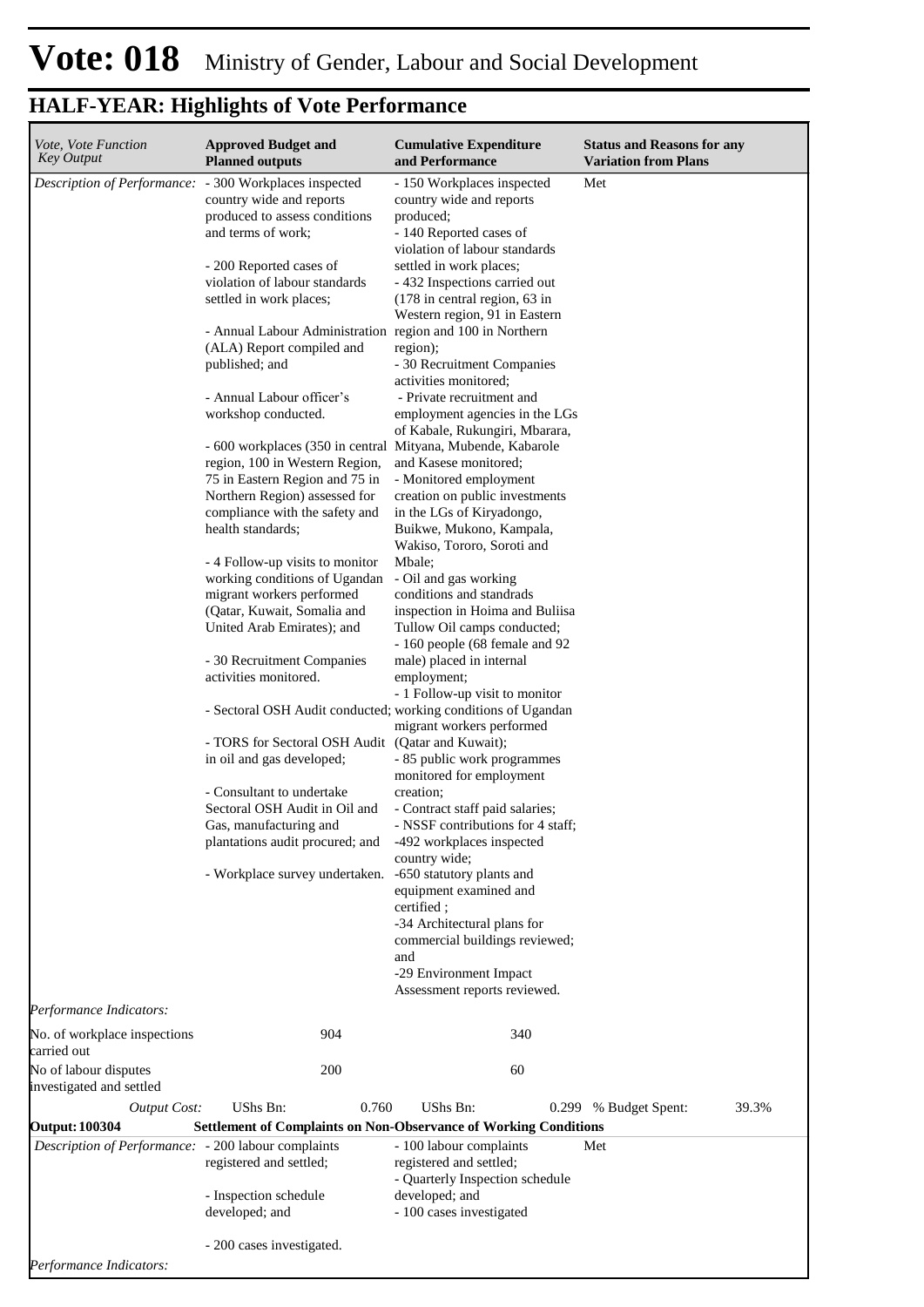# Vote: 018 Ministry of Gender, Labour and Social Development

## HALF-YEAR: Highlights of Vote Performance

| *Vote, Vote Function Key Output* | **Approved Budget and Planned outputs** | **Cumulative Expenditure and Performance** | **Status and Reasons for any Variation from Plans** |
|---|---|---|---|
| *Description of Performance:* | - 300 Workplaces inspected country wide and reports produced to assess conditions and terms of work;<br><br>- 200 Reported cases of violation of labour standards settled in work places;<br><br>- Annual Labour Administration (ALA) Report compiled and published; and<br><br>- Annual Labour officer's workshop conducted.<br><br>- 600 workplaces (350 in central region, 100 in Western Region, 75 in Eastern Region and 75 in Northern Region) assessed for compliance with the safety and health standards;<br><br>- 4 Follow-up visits to monitor working conditions of Ugandan migrant workers performed (Qatar, Kuwait, Somalia and United Arab Emirates); and<br><br>- 30 Recruitment Companies activities monitored.<br><br>- Sectoral OSH Audit conducted;<br><br>- TORS for Sectoral OSH Audit in oil and gas developed;<br><br>- Consultant to undertake Sectoral OSH Audit in Oil and Gas, manufacturing and plantations audit procured; and<br><br>- Workplace survey undertaken. | - 150 Workplaces inspected country wide and reports produced;<br>- 140 Reported cases of violation of labour standards settled in work places;<br>- 432 Inspections carried out (178 in central region, 63 in Western region, 91 in Eastern region and 100 in Northern region);<br>- 30 Recruitment Companies activities monitored;<br>- Private recruitment and employment agencies in the LGs of Kabale, Rukungiri, Mbarara, Mityana, Mubende, Kabarole and Kasese monitored;<br>- Monitored employment creation on public investments in the LGs of Kiryadongo, Buikwe, Mukono, Kampala, Wakiso, Tororo, Soroti and Mbale;<br>- Oil and gas working conditions and standrads inspection in Hoima and Buliisa Tullow Oil camps conducted;<br>- 160 people (68 female and 92 male) placed in internal employment;<br>- 1 Follow-up visit to monitor working conditions of Ugandan migrant workers performed (Qatar and Kuwait);<br>- 85 public work programmes monitored for employment creation;<br>- Contract staff paid salaries;<br>- NSSF contributions for 4 staff;<br>-492 workplaces inspected country wide;<br>-650 statutory plants and equipment examined and certified ;<br>-34 Architectural plans for commercial buildings reviewed; and<br>-29 Environment Impact Assessment reports reviewed. | Met |
| *Performance Indicators:* | | | |
| No. of workplace inspections carried out | 904 | 340 | |
| No of labour disputes investigated and settled | 200 | 60 | |
| *Output Cost:* | UShs Bn: 0.760 | UShs Bn: 0.299 | % Budget Spent: 39.3% |
| **Output: 100304** | **Settlement of Complaints on Non-Observance of Working Conditions** | | |
| *Description of Performance:* | - 200 labour complaints registered and settled;<br><br>- Inspection schedule developed; and<br><br>- 200 cases investigated. | - 100 labour complaints registered and settled;<br>- Quarterly Inspection schedule developed; and<br>- 100 cases investigated | Met |
| *Performance Indicators:* | | | |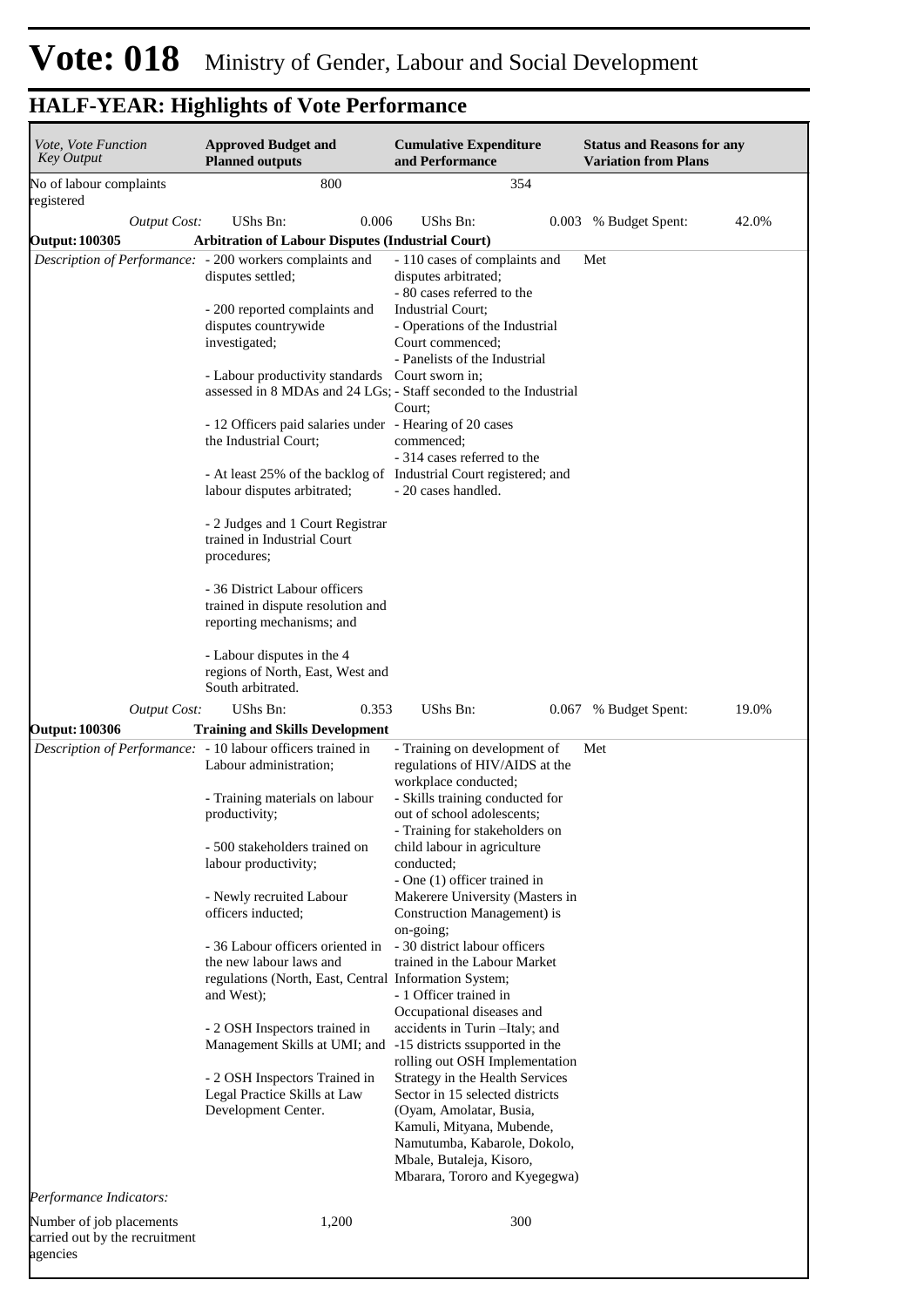# Vote: 018 Ministry of Gender, Labour and Social Development

## HALF-YEAR: Highlights of Vote Performance

| *Vote, Vote Function Key Output* | **Approved Budget and Planned outputs** | **Cumulative Expenditure and Performance** | **Status and Reasons for any Variation from Plans** |
|---|---|---|---|
| No of labour complaints registered | 800 | 354 | |
| *Output Cost:* | UShs Bn: 0.006 | UShs Bn: 0.003 | % Budget Spent: 42.0% |
| **Output: 100305** | **Arbitration of Labour Disputes (Industrial Court)** | | |
| *Description of Performance:* | - 200 workers complaints and disputes settled;<br><br>- 200 reported complaints and disputes countrywide investigated;<br><br>- Labour productivity standards assessed in 8 MDAs and 24 LGs;<br><br>- 12 Officers paid salaries under the Industrial Court;<br><br>- At least 25% of the backlog of labour disputes arbitrated;<br><br>- 2 Judges and 1 Court Registrar trained in Industrial Court procedures;<br><br>- 36 District Labour officers trained in dispute resolution and reporting mechanisms; and<br><br>- Labour disputes in the 4 regions of North, East, West and South arbitrated. | - 110 cases of complaints and disputes arbitrated;<br>- 80 cases referred to the Industrial Court;<br>- Operations of the Industrial Court commenced;<br>- Panelists of the Industrial Court sworn in;<br>- Staff seconded to the Industrial Court;<br>- Hearing of 20 cases commenced;<br>- 314 cases referred to the Industrial Court registered; and<br>- 20 cases handled. | Met |
| *Output Cost:* | UShs Bn: 0.353 | UShs Bn: 0.067 | % Budget Spent: 19.0% |
| **Output: 100306** | **Training and Skills Development** | | |
| *Description of Performance:* | - 10 labour officers trained in Labour administration;<br><br>- Training materials on labour productivity;<br><br>- 500 stakeholders trained on labour productivity;<br><br>- Newly recruited Labour officers inducted;<br><br>- 36 Labour officers oriented in the new labour laws and regulations (North, East, Central and West);<br><br>- 2 OSH Inspectors trained in Management Skills at UMI; and<br><br>- 2 OSH Inspectors Trained in Legal Practice Skills at Law Development Center. | - Training on development of regulations of HIV/AIDS at the workplace conducted;<br>- Skills training conducted for out of school adolescents;<br>- Training for stakeholders on child labour in agriculture conducted;<br>- One (1) officer trained in Makerere University (Masters in Construction Management) is on-going;<br>- 30 district labour officers trained in the Labour Market Information System;<br>- 1 Officer trained in Occupational diseases and accidents in Turin –Italy; and<br>-15 districts ssupported in the rolling out OSH Implementation Strategy in the Health Services Sector in 15 selected districts (Oyam, Amolatar, Busia, Kamuli, Mityana, Mubende, Namutumba, Kabarole, Dokolo, Mbale, Butaleja, Kisoro, Mbarara, Tororo and Kyegegwa) | Met |
| *Performance Indicators:* | | | |
| Number of job placements carried out by the recruitment agencies | 1,200 | 300 | |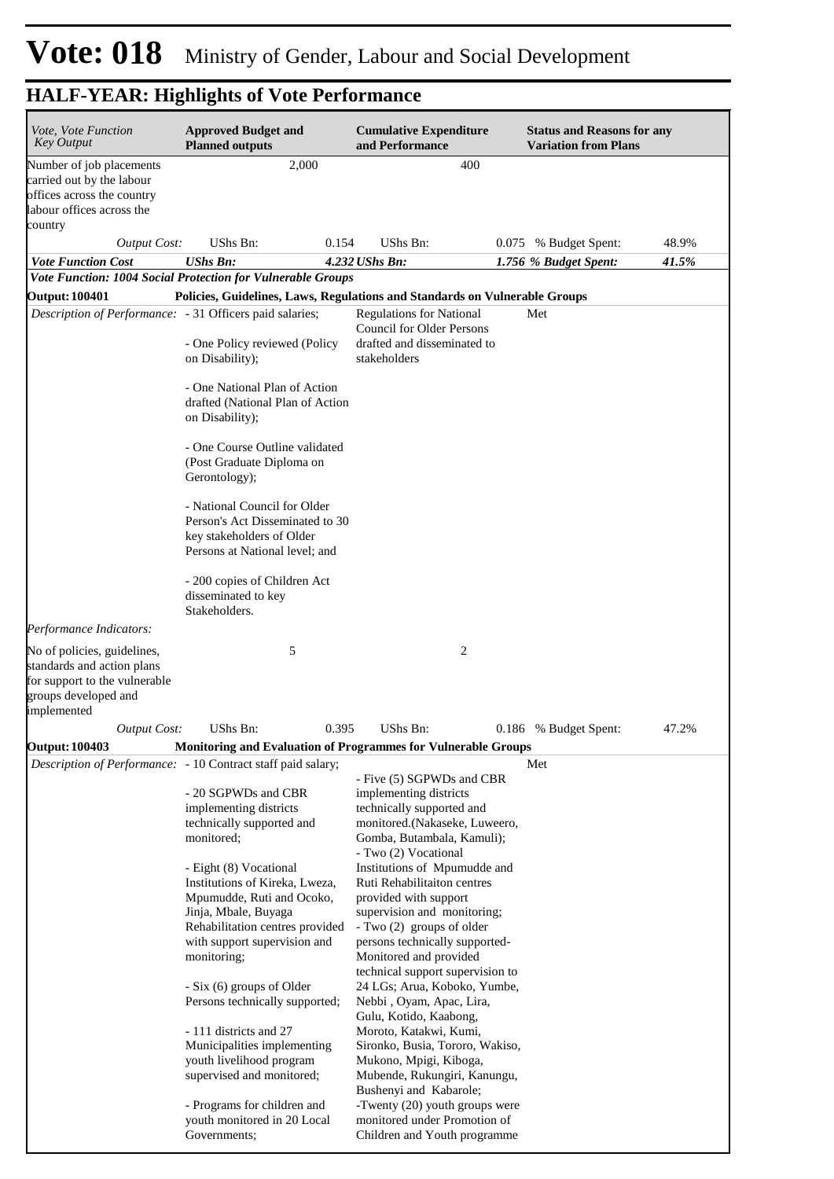# Vote: 018 Ministry of Gender, Labour and Social Development

## HALF-YEAR: Highlights of Vote Performance

| *Vote, Vote Function Key Output* | **Approved Budget and Planned outputs** | | **Cumulative Expenditure and Performance** | | **Status and Reasons for any Variation from Plans** | |
|---|---|---|---|---|---|---|
| Number of job placements carried out by the labour offices across the country labour offices across the country | 2,000 | | 400 | | | |
| *Output Cost:* | UShs Bn: | 0.154 | UShs Bn: | 0.075 | % Budget Spent: | 48.9% |
| ***Vote Function Cost*** | ***UShs Bn:*** | ***4.232*** | ***UShs Bn:*** | ***1.756*** | ***% Budget Spent:*** | ***41.5%*** |
| ***Vote Function: 1004 Social Protection for Vulnerable Groups*** | | | | | | |
| **Output: 100401** | **Policies, Guidelines, Laws, Regulations and Standards on Vulnerable Groups** | | | | | |
| *Description of Performance:* | - 31 Officers paid salaries;<br><br>- One Policy reviewed (Policy on Disability);<br><br>- One National Plan of Action drafted (National Plan of Action on Disability);<br><br>- One Course Outline validated (Post Graduate Diploma on Gerontology);<br><br>- National Council for Older Person's Act Disseminated to 30 key stakeholders of Older Persons at National level; and<br><br>- 200 copies of Children Act disseminated to key Stakeholders. | | Regulations for National Council for Older Persons drafted and disseminated to stakeholders | | Met | |
| *Performance Indicators:* | | | | | | |
| No of policies, guidelines, standards and action plans for support to the vulnerable groups developed and implemented | 5 | | 2 | | | |
| *Output Cost:* | UShs Bn: | 0.395 | UShs Bn: | 0.186 | % Budget Spent: | 47.2% |
| **Output: 100403** | **Monitoring and Evaluation of Programmes for Vulnerable Groups** | | | | | |
| *Description of Performance:* | - 10 Contract staff paid salary;<br><br>- 20 SGPWDs and CBR implementing districts technically supported and monitored;<br><br>- Eight (8) Vocational Institutions of Kireka, Lweza, Mpumudde, Ruti and Ocoko, Jinja, Mbale, Buyaga Rehabilitation centres provided with support supervision and monitoring;<br><br>- Six (6) groups of Older Persons technically supported;<br><br>- 111 districts and 27 Municipalities implementing youth livelihood program supervised and monitored;<br><br>- Programs for children and youth monitored in 20 Local Governments; | | - Five (5) SGPWDs and CBR implementing districts technically supported and monitored.(Nakaseke, Luweero, Gomba, Butambala, Kamuli);<br>- Two (2) Vocational Institutions of Mpumudde and Ruti Rehabilitaiton centres provided with support supervision and monitoring;<br>- Two (2) groups of older persons technically supported-Monitored and provided technical support supervision to 24 LGs; Arua, Koboko, Yumbe, Nebbi , Oyam, Apac, Lira, Gulu, Kotido, Kaabong, Moroto, Katakwi, Kumi, Sironko, Busia, Tororo, Wakiso, Mukono, Mpigi, Kiboga, Mubende, Rukungiri, Kanungu, Bushenyi and Kabarole;<br>-Twenty (20) youth groups were monitored under Promotion of Children and Youth programme | | Met | |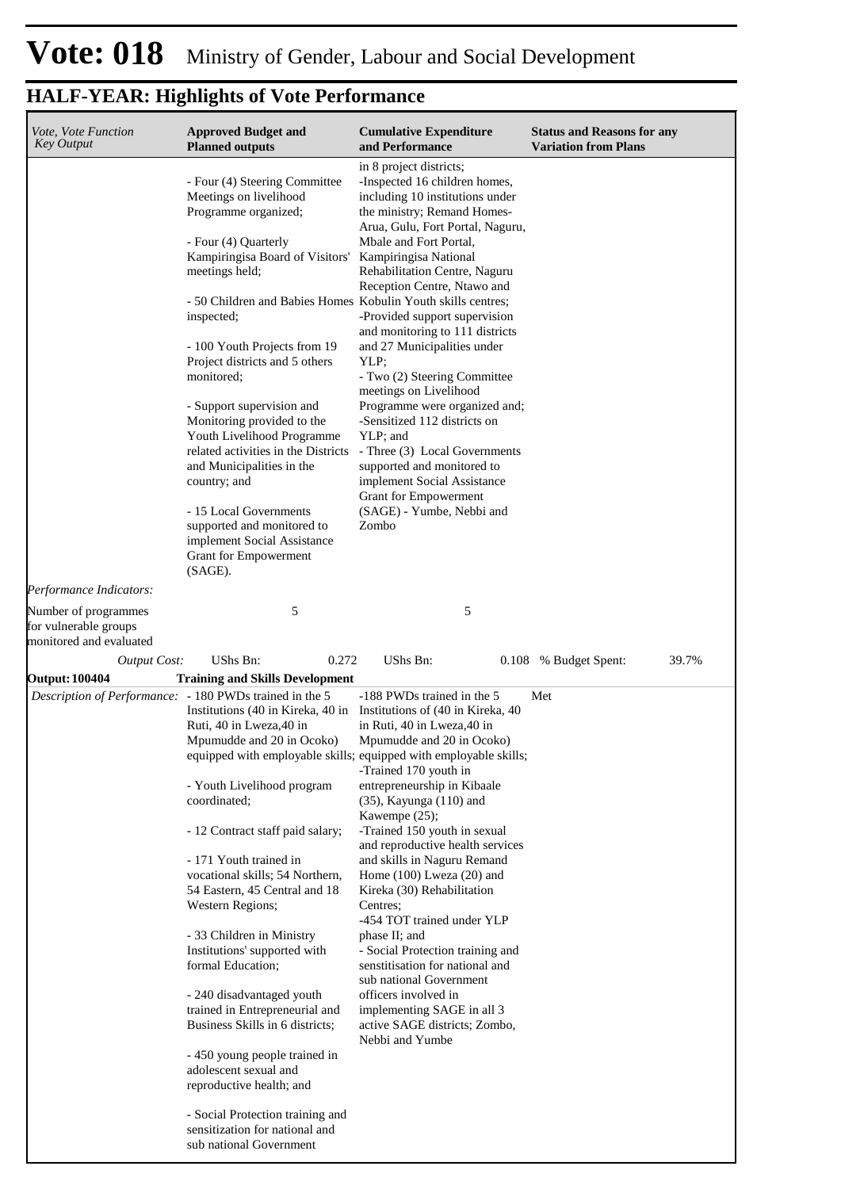# Vote: 018 Ministry of Gender, Labour and Social Development

## HALF-YEAR: Highlights of Vote Performance

| *Vote, Vote Function Key Output* | **Approved Budget and Planned outputs** | **Cumulative Expenditure and Performance** | **Status and Reasons for any Variation from Plans** |
|---|---|---|---|
| | - Four (4) Steering Committee Meetings on livelihood Programme organized;<br><br>- Four (4) Quarterly Kampiringisa Board of Visitors' meetings held;<br><br>- 50 Children and Babies Homes inspected;<br><br>- 100 Youth Projects from 19 Project districts and 5 others monitored;<br><br>- Support supervision and Monitoring provided to the Youth Livelihood Programme related activities in the Districts and Municipalities in the country; and<br><br>- 15 Local Governments supported and monitored to implement Social Assistance Grant for Empowerment (SAGE). | in 8 project districts;<br>-Inspected 16 children homes, including 10 institutions under the ministry; Remand Homes- Arua, Gulu, Fort Portal, Naguru, Mbale and Fort Portal, Kampiringisa National Rehabilitation Centre, Naguru Reception Centre, Ntawo and Kobulin Youth skills centres;<br>-Provided support supervision and monitoring to 111 districts and 27 Municipalities under YLP;<br>- Two (2) Steering Committee meetings on Livelihood Programme were organized and;<br>-Sensitized 112 districts on YLP; and<br>- Three (3) Local Governments supported and monitored to implement Social Assistance Grant for Empowerment (SAGE) - Yumbe, Nebbi and Zombo | |
| *Performance Indicators:* | | | |
| Number of programmes for vulnerable groups monitored and evaluated | 5 | 5 | |
| *Output Cost:* | UShs Bn: 0.272 | UShs Bn: 0.108 | % Budget Spent: 39.7% |
| **Output: 100404** | **Training and Skills Development** | | |
| *Description of Performance:* | - 180 PWDs trained in the 5 Institutions (40 in Kireka, 40 in Ruti, 40 in Lweza,40 in Mpumudde and 20 in Ocoko) equipped with employable skills;<br><br>- Youth Livelihood program coordinated;<br><br>- 12 Contract staff paid salary;<br><br>- 171 Youth trained in vocational skills; 54 Northern, 54 Eastern, 45 Central and 18 Western Regions;<br><br>- 33 Children in Ministry Institutions' supported with formal Education;<br><br>- 240 disadvantaged youth trained in Entrepreneurial and Business Skills in 6 districts;<br><br>- 450 young people trained in adolescent sexual and reproductive health; and<br><br>- Social Protection training and sensitization for national and sub national Government | -188 PWDs trained in the 5 Institutions of (40 in Kireka, 40 in Ruti, 40 in Lweza,40 in Mpumudde and 20 in Ocoko) equipped with employable skills;<br>-Trained 170 youth in entrepreneurship in Kibaale (35), Kayunga (110) and Kawempe (25);<br>-Trained 150 youth in sexual and reproductive health services and skills in Naguru Remand Home (100) Lweza (20) and Kireka (30) Rehabilitation Centres;<br>-454 TOT trained under YLP phase II; and<br>- Social Protection training and senstitisation for national and sub national Government officers involved in implementing SAGE in all 3 active SAGE districts; Zombo, Nebbi and Yumbe | Met |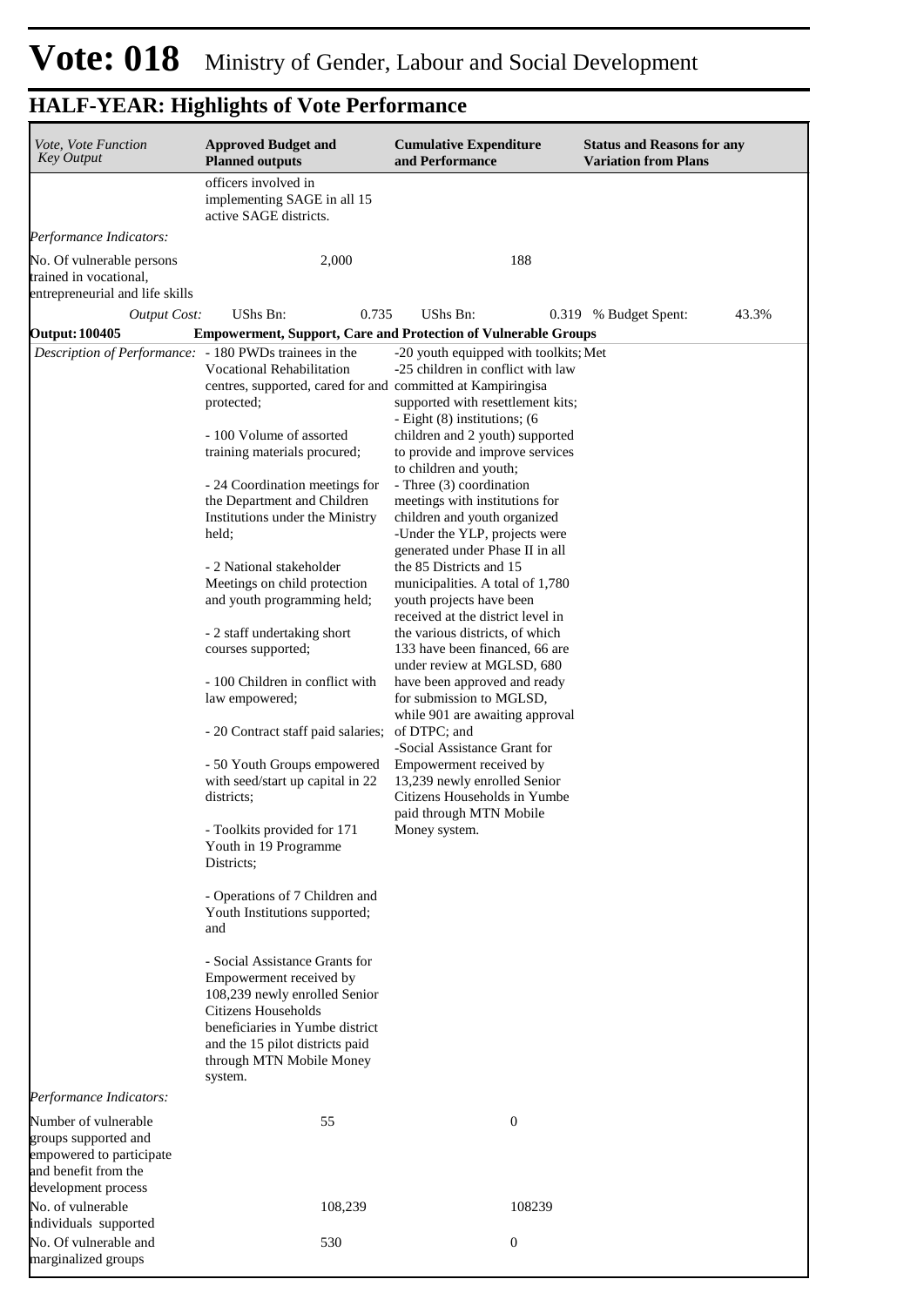# Vote: 018 Ministry of Gender, Labour and Social Development

## HALF-YEAR: Highlights of Vote Performance

| *Vote, Vote Function Key Output* | **Approved Budget and Planned outputs** | **Cumulative Expenditure and Performance** | **Status and Reasons for any Variation from Plans** |
|---|---|---|---|
| | officers involved in implementing SAGE in all 15 active SAGE districts. | | |
| *Performance Indicators:* | | | |
| No. Of vulnerable persons trained in vocational, entrepreneurial and life skills | 2,000 | 188 | |
| *Output Cost:* | UShs Bn: 0.735 | UShs Bn: 0.319 | % Budget Spent: 43.3% |
| **Output: 100405** | **Empowerment, Support, Care and Protection of Vulnerable Groups** | | |
| *Description of Performance:* | - 180 PWDs trainees in the Vocational Rehabilitation centres, supported, cared for and protected;<br><br>- 100 Volume of assorted training materials procured;<br><br>- 24 Coordination meetings for the Department and Children Institutions under the Ministry held;<br><br>- 2 National stakeholder Meetings on child protection and youth programming held;<br><br>- 2 staff undertaking short courses supported;<br><br>- 100 Children in conflict with law empowered;<br><br>- 20 Contract staff paid salaries;<br><br>- 50 Youth Groups empowered with seed/start up capital in 22 districts;<br><br>- Toolkits provided for 171 Youth in 19 Programme Districts;<br><br>- Operations of 7 Children and Youth Institutions supported; and<br><br>- Social Assistance Grants for Empowerment received by 108,239 newly enrolled Senior Citizens Households beneficiaries in Yumbe district and the 15 pilot districts paid through MTN Mobile Money system. | -20 youth equipped with toolkits;<br>-25 children in conflict with law committed at Kampiringisa supported with resettlement kits;<br>- Eight (8) institutions; (6 children and 2 youth) supported to provide and improve services to children and youth;<br>- Three (3) coordination meetings with institutions for children and youth organized<br>-Under the YLP, projects were generated under Phase II in all the 85 Districts and 15 municipalities. A total of 1,780 youth projects have been received at the district level in the various districts, of which 133 have been financed, 66 are under review at MGLSD, 680 have been approved and ready for submission to MGLSD, while 901 are awaiting approval of DTPC; and<br>-Social Assistance Grant for Empowerment received by 13,239 newly enrolled Senior Citizens Households in Yumbe paid through MTN Mobile Money system. | Met |
| *Performance Indicators:* | | | |
| Number of vulnerable groups supported and empowered to participate and benefit from the development process | 55 | 0 | |
| No. of vulnerable individuals supported | 108,239 | 108239 | |
| No. Of vulnerable and marginalized groups | 530 | 0 | |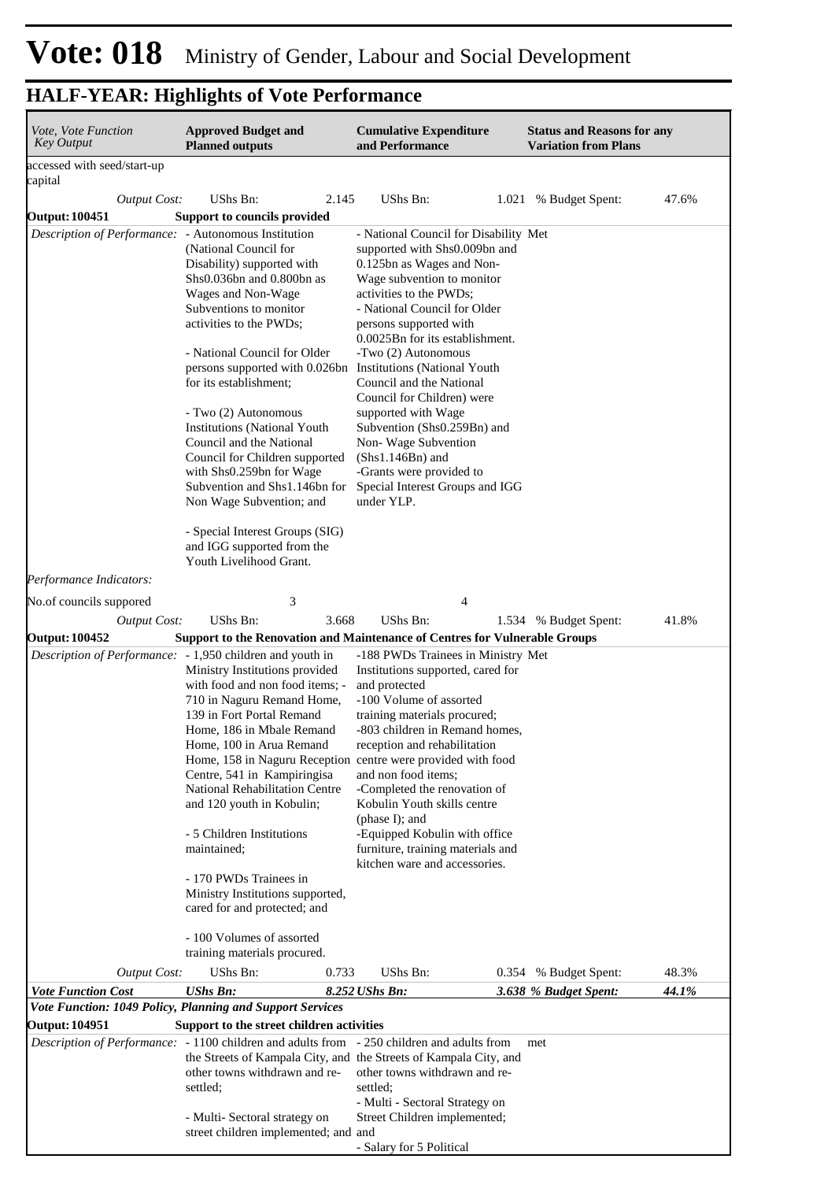# Vote: 018 Ministry of Gender, Labour and Social Development

## HALF-YEAR: Highlights of Vote Performance

| *Vote, Vote Function Key Output* | **Approved Budget and Planned outputs** | | **Cumulative Expenditure and Performance** | | **Status and Reasons for any Variation from Plans** | |
|---|---|---|---|---|---|---|
| accessed with seed/start-up capital | | | | | | |
| *Output Cost:* | UShs Bn: | 2.145 | UShs Bn: | 1.021 | % Budget Spent: | 47.6% |
| **Output: 100451** | **Support to councils provided** | | | | | |
| *Description of Performance:* | - Autonomous Institution (National Council for Disability) supported with Shs0.036bn and 0.800bn as Wages and Non-Wage Subventions to monitor activities to the PWDs;<br><br>- National Council for Older persons supported with 0.026bn for its establishment;<br><br>- Two (2) Autonomous Institutions (National Youth Council and the National Council for Children supported with Shs0.259bn for Wage Subvention and Shs1.146bn for Non Wage Subvention; and<br><br>- Special Interest Groups (SIG) and IGG supported from the Youth Livelihood Grant. | | - National Council for Disability supported with Shs0.009bn and 0.125bn as Wages and Non-Wage subvention to monitor activities to the PWDs;<br>- National Council for Older persons supported with 0.0025Bn for its establishment.<br>-Two (2) Autonomous Institutions (National Youth Council and the National Council for Children) were supported with Wage Subvention (Shs0.259Bn) and Non- Wage Subvention (Shs1.146Bn) and<br>-Grants were provided to Special Interest Groups and IGG under YLP. | | Met | |
| *Performance Indicators:* | | | | | | |
| No.of councils suppored | 3 | | 4 | | | |
| *Output Cost:* | UShs Bn: | 3.668 | UShs Bn: | 1.534 | % Budget Spent: | 41.8% |
| **Output: 100452** | **Support to the Renovation and Maintenance of Centres for Vulnerable Groups** | | | | | |
| *Description of Performance:* | - 1,950 children and youth in Ministry Institutions provided with food and non food items; - 710 in Naguru Remand Home, 139 in Fort Portal Remand Home, 186 in Mbale Remand Home, 100 in Arua Remand Home, 158 in Naguru Reception Centre, 541 in Kampiringisa National Rehabilitation Centre and 120 youth in Kobulin;<br><br>- 5 Children Institutions maintained;<br><br>- 170 PWDs Trainees in Ministry Institutions supported, cared for and protected; and<br><br>- 100 Volumes of assorted training materials procured. | | -188 PWDs Trainees in Ministry Institutions supported, cared for and protected<br>-100 Volume of assorted training materials procured;<br>-803 children in Remand homes, reception and rehabilitation centre were provided with food and non food items;<br>-Completed the renovation of Kobulin Youth skills centre (phase I); and<br>-Equipped Kobulin with office furniture, training materials and kitchen ware and accessories. | | Met | |
| *Output Cost:* | UShs Bn: | 0.733 | UShs Bn: | 0.354 | % Budget Spent: | 48.3% |
| ***Vote Function Cost*** | ***UShs Bn:*** | ***8.252*** | ***UShs Bn:*** | ***3.638*** | ***% Budget Spent:*** | ***44.1%*** |
| ***Vote Function: 1049 Policy, Planning and Support Services*** | | | | | | |
| **Output: 104951** | **Support to the street children activities** | | | | | |
| *Description of Performance:* | - 1100 children and adults from the Streets of Kampala City, and other towns withdrawn and re-settled;<br><br>- Multi- Sectoral strategy on street children implemented; and | | - 250 children and adults from the Streets of Kampala City, and other towns withdrawn and re-settled;<br>- Multi - Sectoral Strategy on Street Children implemented; and<br>- Salary for 5 Political | | met | |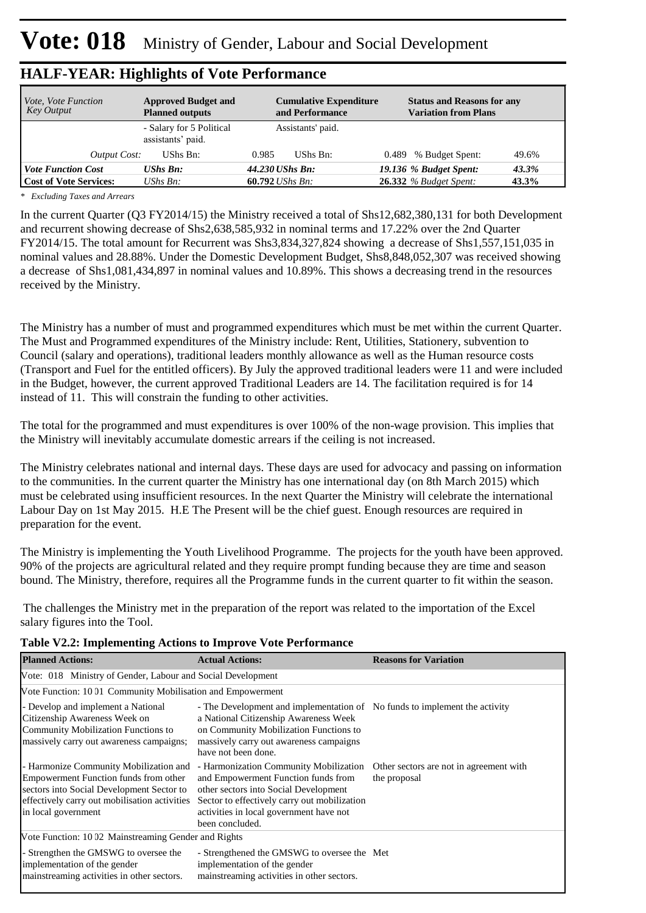# Vote: 018 Ministry of Gender, Labour and Social Development

## HALF-YEAR: Highlights of Vote Performance

| *Vote, Vote Function Key Output* | **Approved Budget and Planned outputs** | | **Cumulative Expenditure and Performance** | | **Status and Reasons for any Variation from Plans** | |
|---|---|---|---|---|---|---|
| | - Salary for 5 Political assistants' paid. | | Assistants' paid. | | | |
| *Output Cost:* | UShs Bn: | 0.985 | UShs Bn: | 0.489 | % Budget Spent: | 49.6% |
| ***Vote Function Cost*** | ***UShs Bn:*** | ***44.230*** | ***UShs Bn:*** | ***19.136*** | ***% Budget Spent:*** | ***43.3%*** |
| **Cost of Vote Services:** | *UShs Bn:* | **60.792** | *UShs Bn:* | **26.332** | *% Budget Spent:* | **43.3%** |

*\* Excluding Taxes and Arrears*

In the current Quarter (Q3 FY2014/15) the Ministry received a total of Shs12,682,380,131 for both Development and recurrent showing decrease of Shs2,638,585,932 in nominal terms and 17.22% over the 2nd Quarter FY2014/15. The total amount for Recurrent was Shs3,834,327,824 showing a decrease of Shs1,557,151,035 in nominal values and 28.88%. Under the Domestic Development Budget, Shs8,848,052,307 was received showing a decrease of Shs1,081,434,897 in nominal values and 10.89%. This shows a decreasing trend in the resources received by the Ministry.

The Ministry has a number of must and programmed expenditures which must be met within the current Quarter. The Must and Programmed expenditures of the Ministry include: Rent, Utilities, Stationery, subvention to Council (salary and operations), traditional leaders monthly allowance as well as the Human resource costs (Transport and Fuel for the entitled officers). By July the approved traditional leaders were 11 and were included in the Budget, however, the current approved Traditional Leaders are 14. The facilitation required is for 14 instead of 11. This will constrain the funding to other activities.

The total for the programmed and must expenditures is over 100% of the non-wage provision. This implies that the Ministry will inevitably accumulate domestic arrears if the ceiling is not increased.

The Ministry celebrates national and internal days. These days are used for advocacy and passing on information to the communities. In the current quarter the Ministry has one international day (on 8th March 2015) which must be celebrated using insufficient resources. In the next Quarter the Ministry will celebrate the international Labour Day on 1st May 2015. H.E The Present will be the chief guest. Enough resources are required in preparation for the event.

The Ministry is implementing the Youth Livelihood Programme. The projects for the youth have been approved. 90% of the projects are agricultural related and they require prompt funding because they are time and season bound. The Ministry, therefore, requires all the Programme funds in the current quarter to fit within the season.

The challenges the Ministry met in the preparation of the report was related to the importation of the Excel salary figures into the Tool.

**Table V2.2: Implementing Actions to Improve Vote Performance**

| **Planned Actions:** | **Actual Actions:** | **Reasons for Variation** |
|---|---|---|
| Vote: 018 Ministry of Gender, Labour and Social Development | | |
| Vote Function: 10 01 Community Mobilisation and Empowerment | | |
| - Develop and implement a National Citizenship Awareness Week on Community Mobilization Functions to massively carry out awareness campaigns; | - The Development and implementation of a National Citizenship Awareness Week on Community Mobilization Functions to massively carry out awareness campaigns have not been done. | No funds to implement the activity |
| - Harmonize Community Mobilization and Empowerment Function funds from other sectors into Social Development Sector to effectively carry out mobilisation activities in local government | - Harmonization Community Mobilization and Empowerment Function funds from other sectors into Social Development Sector to effectively carry out mobilization activities in local government have not been concluded. | Other sectors are not in agreement with the proposal |
| Vote Function: 10 02 Mainstreaming Gender and Rights | | |
| - Strengthen the GMSWG to oversee the implementation of the gender mainstreaming activities in other sectors. | - Strengthened the GMSWG to oversee the implementation of the gender mainstreaming activities in other sectors. | Met |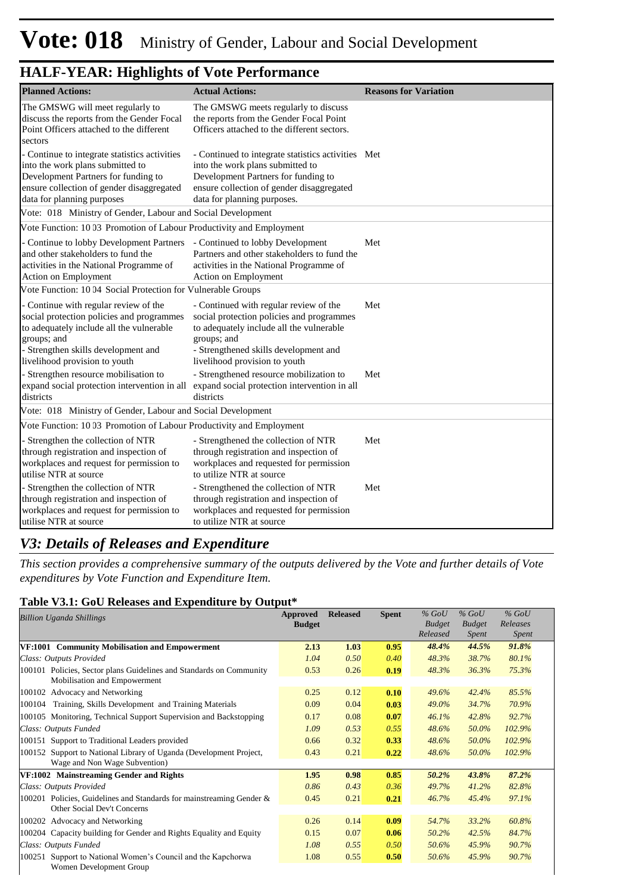# Vote: 018 Ministry of Gender, Labour and Social Development

## HALF-YEAR: Highlights of Vote Performance

| Planned Actions: | Actual Actions: | Reasons for Variation |
|---|---|---|
| The GMSWG will meet regularly to discuss the reports from the Gender Focal Point Officers attached to the different sectors | The GMSWG meets regularly to discuss the reports from the Gender Focal Point Officers attached to the different sectors. | |
| - Continue to integrate statistics activities into the work plans submitted to Development Partners for funding to ensure collection of gender disaggregated data for planning purposes | - Continued to integrate statistics activities into the work plans submitted to Development Partners for funding to ensure collection of gender disaggregated data for planning purposes. | Met |
| Vote: 018 Ministry of Gender, Labour and Social Development | | |
| Vote Function: 10 03 Promotion of Labour Productivity and Employment | | |
| - Continue to lobby Development Partners and other stakeholders to fund the activities in the National Programme of Action on Employment | - Continued to lobby Development Partners and other stakeholders to fund the activities in the National Programme of Action on Employment | Met |
| Vote Function: 10 04 Social Protection for Vulnerable Groups | | |
| - Continue with regular review of the social protection policies and programmes to adequately include all the vulnerable groups; and<br>- Strengthen skills development and livelihood provision to youth | - Continued with regular review of the social protection policies and programmes to adequately include all the vulnerable groups; and<br>- Strengthened skills development and livelihood provision to youth | Met |
| - Strengthen resource mobilisation to expand social protection intervention in all districts | - Strengthened resource mobilization to expand social protection intervention in all districts | Met |
| Vote: 018 Ministry of Gender, Labour and Social Development | | |
| Vote Function: 10 03 Promotion of Labour Productivity and Employment | | |
| - Strengthen the collection of NTR through registration and inspection of workplaces and request for permission to utilise NTR at source | - Strengthened the collection of NTR through registration and inspection of workplaces and requested for permission to utilize NTR at source | Met |
| - Strengthen the collection of NTR through registration and inspection of workplaces and request for permission to utilise NTR at source | - Strengthened the collection of NTR through registration and inspection of workplaces and requested for permission to utilize NTR at source | Met |

## *V3: Details of Releases and Expenditure*

*This section provides a comprehensive summary of the outputs delivered by the Vote and further details of Vote expenditures by Vote Function and Expenditure Item.*

### Table V3.1: GoU Releases and Expenditure by Output*

| *Billion Uganda Shillings* | Approved Budget | Released | Spent | *% GoU Budget Released* | *% GoU Budget Spent* | *% GoU Releases Spent* |
|---|---|---|---|---|---|---|
| **VF:1001 Community Mobilisation and Empowerment** | **2.13** | **1.03** | **0.95** | ***48.4%*** | ***44.5%*** | ***91.8%*** |
| *Class: Outputs Provided* | *1.04* | *0.50* | *0.40* | *48.3%* | *38.7%* | *80.1%* |
| 100101 Policies, Sector plans Guidelines and Standards on Community Mobilisation and Empowerment | 0.53 | 0.26 | **0.19** | *48.3%* | *36.3%* | *75.3%* |
| 100102 Advocacy and Networking | 0.25 | 0.12 | **0.10** | *49.6%* | *42.4%* | *85.5%* |
| 100104 Training, Skills Development and Training Materials | 0.09 | 0.04 | **0.03** | *49.0%* | *34.7%* | *70.9%* |
| 100105 Monitoring, Technical Support Supervision and Backstopping | 0.17 | 0.08 | **0.07** | *46.1%* | *42.8%* | *92.7%* |
| *Class: Outputs Funded* | *1.09* | *0.53* | *0.55* | *48.6%* | *50.0%* | *102.9%* |
| 100151 Support to Traditional Leaders provided | 0.66 | 0.32 | **0.33** | *48.6%* | *50.0%* | *102.9%* |
| 100152 Support to National Library of Uganda (Development Project, Wage and Non Wage Subvention) | 0.43 | 0.21 | **0.22** | *48.6%* | *50.0%* | *102.9%* |
| **VF:1002 Mainstreaming Gender and Rights** | **1.95** | **0.98** | **0.85** | ***50.2%*** | ***43.8%*** | ***87.2%*** |
| *Class: Outputs Provided* | *0.86* | *0.43* | *0.36* | *49.7%* | *41.2%* | *82.8%* |
| 100201 Policies, Guidelines and Standards for mainstreaming Gender & Other Social Dev't Concerns | 0.45 | 0.21 | **0.21** | *46.7%* | *45.4%* | *97.1%* |
| 100202 Advocacy and Networking | 0.26 | 0.14 | **0.09** | *54.7%* | *33.2%* | *60.8%* |
| 100204 Capacity building for Gender and Rights Equality and Equity | 0.15 | 0.07 | **0.06** | *50.2%* | *42.5%* | *84.7%* |
| *Class: Outputs Funded* | *1.08* | *0.55* | *0.50* | *50.6%* | *45.9%* | *90.7%* |
| 100251 Support to National Women's Council and the Kapchorwa Women Development Group | 1.08 | 0.55 | **0.50** | *50.6%* | *45.9%* | *90.7%* |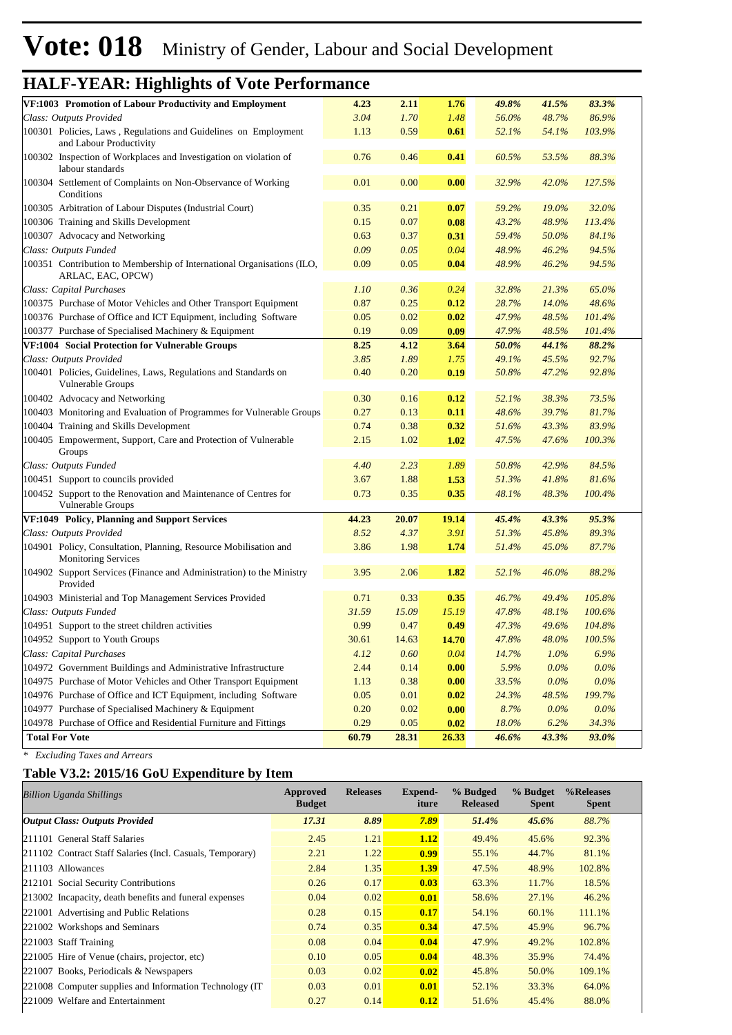# Vote: 018 Ministry of Gender, Labour and Social Development

## HALF-YEAR: Highlights of Vote Performance

| | | | | | | |
|---|---|---|---|---|---|---|
| **VF:1003 Promotion of Labour Productivity and Employment** | **4.23** | **2.11** | **1.76** | ***49.8%*** | ***41.5%*** | ***83.3%*** |
| *Class: Outputs Provided* | *3.04* | *1.70* | *1.48* | *56.0%* | *48.7%* | *86.9%* |
| 100301 Policies, Laws , Regulations and Guidelines on Employment and Labour Productivity | 1.13 | 0.59 | **0.61** | *52.1%* | *54.1%* | *103.9%* |
| 100302 Inspection of Workplaces and Investigation on violation of labour standards | 0.76 | 0.46 | **0.41** | *60.5%* | *53.5%* | *88.3%* |
| 100304 Settlement of Complaints on Non-Observance of Working Conditions | 0.01 | 0.00 | **0.00** | *32.9%* | *42.0%* | *127.5%* |
| 100305 Arbitration of Labour Disputes (Industrial Court) | 0.35 | 0.21 | **0.07** | *59.2%* | *19.0%* | *32.0%* |
| 100306 Training and Skills Development | 0.15 | 0.07 | **0.08** | *43.2%* | *48.9%* | *113.4%* |
| 100307 Advocacy and Networking | 0.63 | 0.37 | **0.31** | *59.4%* | *50.0%* | *84.1%* |
| *Class: Outputs Funded* | *0.09* | *0.05* | *0.04* | *48.9%* | *46.2%* | *94.5%* |
| 100351 Contribution to Membership of International Organisations (ILO, ARLAC, EAC, OPCW) | 0.09 | 0.05 | **0.04** | *48.9%* | *46.2%* | *94.5%* |
| *Class: Capital Purchases* | *1.10* | *0.36* | *0.24* | *32.8%* | *21.3%* | *65.0%* |
| 100375 Purchase of Motor Vehicles and Other Transport Equipment | 0.87 | 0.25 | **0.12** | *28.7%* | *14.0%* | *48.6%* |
| 100376 Purchase of Office and ICT Equipment, including Software | 0.05 | 0.02 | **0.02** | *47.9%* | *48.5%* | *101.4%* |
| 100377 Purchase of Specialised Machinery & Equipment | 0.19 | 0.09 | **0.09** | *47.9%* | *48.5%* | *101.4%* |
| **VF:1004 Social Protection for Vulnerable Groups** | **8.25** | **4.12** | **3.64** | ***50.0%*** | ***44.1%*** | ***88.2%*** |
| *Class: Outputs Provided* | *3.85* | *1.89* | *1.75* | *49.1%* | *45.5%* | *92.7%* |
| 100401 Policies, Guidelines, Laws, Regulations and Standards on Vulnerable Groups | 0.40 | 0.20 | **0.19** | *50.8%* | *47.2%* | *92.8%* |
| 100402 Advocacy and Networking | 0.30 | 0.16 | **0.12** | *52.1%* | *38.3%* | *73.5%* |
| 100403 Monitoring and Evaluation of Programmes for Vulnerable Groups | 0.27 | 0.13 | **0.11** | *48.6%* | *39.7%* | *81.7%* |
| 100404 Training and Skills Development | 0.74 | 0.38 | **0.32** | *51.6%* | *43.3%* | *83.9%* |
| 100405 Empowerment, Support, Care and Protection of Vulnerable Groups | 2.15 | 1.02 | **1.02** | *47.5%* | *47.6%* | *100.3%* |
| *Class: Outputs Funded* | *4.40* | *2.23* | *1.89* | *50.8%* | *42.9%* | *84.5%* |
| 100451 Support to councils provided | 3.67 | 1.88 | **1.53** | *51.3%* | *41.8%* | *81.6%* |
| 100452 Support to the Renovation and Maintenance of Centres for Vulnerable Groups | 0.73 | 0.35 | **0.35** | *48.1%* | *48.3%* | *100.4%* |
| **VF:1049 Policy, Planning and Support Services** | **44.23** | **20.07** | **19.14** | ***45.4%*** | ***43.3%*** | ***95.3%*** |
| *Class: Outputs Provided* | *8.52* | *4.37* | *3.91* | *51.3%* | *45.8%* | *89.3%* |
| 104901 Policy, Consultation, Planning, Resource Mobilisation and Monitoring Services | 3.86 | 1.98 | **1.74** | *51.4%* | *45.0%* | *87.7%* |
| 104902 Support Services (Finance and Administration) to the Ministry Provided | 3.95 | 2.06 | **1.82** | *52.1%* | *46.0%* | *88.2%* |
| 104903 Ministerial and Top Management Services Provided | 0.71 | 0.33 | **0.35** | *46.7%* | *49.4%* | *105.8%* |
| *Class: Outputs Funded* | *31.59* | *15.09* | *15.19* | *47.8%* | *48.1%* | *100.6%* |
| 104951 Support to the street children activities | 0.99 | 0.47 | **0.49** | *47.3%* | *49.6%* | *104.8%* |
| 104952 Support to Youth Groups | 30.61 | 14.63 | **14.70** | *47.8%* | *48.0%* | *100.5%* |
| *Class: Capital Purchases* | *4.12* | *0.60* | *0.04* | *14.7%* | *1.0%* | *6.9%* |
| 104972 Government Buildings and Administrative Infrastructure | 2.44 | 0.14 | **0.00** | *5.9%* | *0.0%* | *0.0%* |
| 104975 Purchase of Motor Vehicles and Other Transport Equipment | 1.13 | 0.38 | **0.00** | *33.5%* | *0.0%* | *0.0%* |
| 104976 Purchase of Office and ICT Equipment, including Software | 0.05 | 0.01 | **0.02** | *24.3%* | *48.5%* | *199.7%* |
| 104977 Purchase of Specialised Machinery & Equipment | 0.20 | 0.02 | **0.00** | *8.7%* | *0.0%* | *0.0%* |
| 104978 Purchase of Office and Residential Furniture and Fittings | 0.29 | 0.05 | **0.02** | *18.0%* | *6.2%* | *34.3%* |
| **Total For Vote** | **60.79** | **28.31** | **26.33** | ***46.6%*** | ***43.3%*** | ***93.0%*** |

*\* Excluding Taxes and Arrears*

## Table V3.2: 2015/16 GoU Expenditure by Item

| *Billion Uganda Shillings* | Approved Budget | Releases | Expend-iture | % Budged Released | % Budget Spent | %Releases Spent |
|---|---|---|---|---|---|---|
| ***Output Class: Outputs Provided*** | ***17.31*** | ***8.89*** | ***7.89*** | ***51.4%*** | ***45.6%*** | ***88.7%*** |
| 211101 General Staff Salaries | 2.45 | 1.21 | **1.12** | 49.4% | 45.6% | 92.3% |
| 211102 Contract Staff Salaries (Incl. Casuals, Temporary) | 2.21 | 1.22 | **0.99** | 55.1% | 44.7% | 81.1% |
| 211103 Allowances | 2.84 | 1.35 | **1.39** | 47.5% | 48.9% | 102.8% |
| 212101 Social Security Contributions | 0.26 | 0.17 | **0.03** | 63.3% | 11.7% | 18.5% |
| 213002 Incapacity, death benefits and funeral expenses | 0.04 | 0.02 | **0.01** | 58.6% | 27.1% | 46.2% |
| 221001 Advertising and Public Relations | 0.28 | 0.15 | **0.17** | 54.1% | 60.1% | 111.1% |
| 221002 Workshops and Seminars | 0.74 | 0.35 | **0.34** | 47.5% | 45.9% | 96.7% |
| 221003 Staff Training | 0.08 | 0.04 | **0.04** | 47.9% | 49.2% | 102.8% |
| 221005 Hire of Venue (chairs, projector, etc) | 0.10 | 0.05 | **0.04** | 48.3% | 35.9% | 74.4% |
| 221007 Books, Periodicals & Newspapers | 0.03 | 0.02 | **0.02** | 45.8% | 50.0% | 109.1% |
| 221008 Computer supplies and Information Technology (IT | 0.03 | 0.01 | **0.01** | 52.1% | 33.3% | 64.0% |
| 221009 Welfare and Entertainment | 0.27 | 0.14 | **0.12** | 51.6% | 45.4% | 88.0% |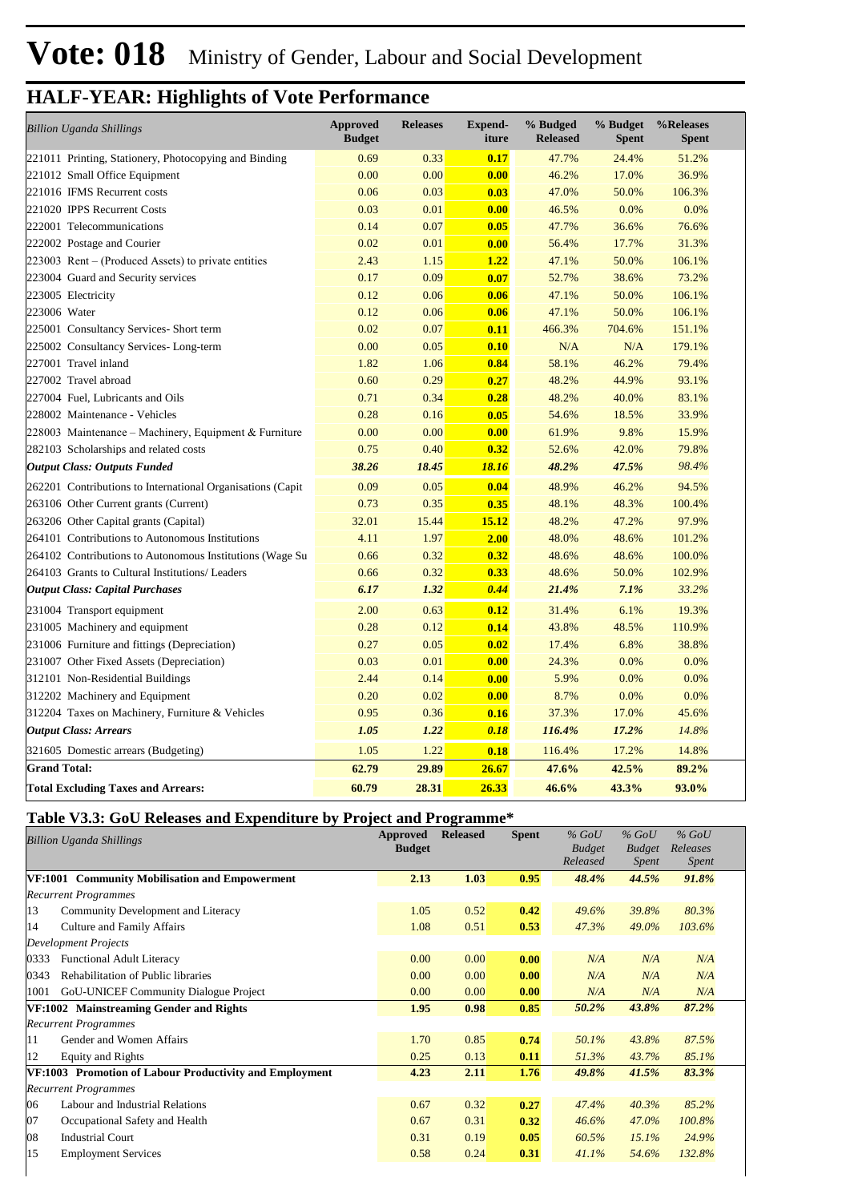# Vote: 018 Ministry of Gender, Labour and Social Development

## HALF-YEAR: Highlights of Vote Performance

| *Billion Uganda Shillings* | Approved Budget | Releases | Expend-iture | % Budged Released | % Budget Spent | %Releases Spent |
|---|---|---|---|---|---|---|
| 221011 Printing, Stationery, Photocopying and Binding | 0.69 | 0.33 | **0.17** | 47.7% | 24.4% | 51.2% |
| 221012 Small Office Equipment | 0.00 | 0.00 | **0.00** | 46.2% | 17.0% | 36.9% |
| 221016 IFMS Recurrent costs | 0.06 | 0.03 | **0.03** | 47.0% | 50.0% | 106.3% |
| 221020 IPPS Recurrent Costs | 0.03 | 0.01 | **0.00** | 46.5% | 0.0% | 0.0% |
| 222001 Telecommunications | 0.14 | 0.07 | **0.05** | 47.7% | 36.6% | 76.6% |
| 222002 Postage and Courier | 0.02 | 0.01 | **0.00** | 56.4% | 17.7% | 31.3% |
| 223003 Rent – (Produced Assets) to private entities | 2.43 | 1.15 | **1.22** | 47.1% | 50.0% | 106.1% |
| 223004 Guard and Security services | 0.17 | 0.09 | **0.07** | 52.7% | 38.6% | 73.2% |
| 223005 Electricity | 0.12 | 0.06 | **0.06** | 47.1% | 50.0% | 106.1% |
| 223006 Water | 0.12 | 0.06 | **0.06** | 47.1% | 50.0% | 106.1% |
| 225001 Consultancy Services- Short term | 0.02 | 0.07 | **0.11** | 466.3% | 704.6% | 151.1% |
| 225002 Consultancy Services- Long-term | 0.00 | 0.05 | **0.10** | N/A | N/A | 179.1% |
| 227001 Travel inland | 1.82 | 1.06 | **0.84** | 58.1% | 46.2% | 79.4% |
| 227002 Travel abroad | 0.60 | 0.29 | **0.27** | 48.2% | 44.9% | 93.1% |
| 227004 Fuel, Lubricants and Oils | 0.71 | 0.34 | **0.28** | 48.2% | 40.0% | 83.1% |
| 228002 Maintenance - Vehicles | 0.28 | 0.16 | **0.05** | 54.6% | 18.5% | 33.9% |
| 228003 Maintenance – Machinery, Equipment & Furniture | 0.00 | 0.00 | **0.00** | 61.9% | 9.8% | 15.9% |
| 282103 Scholarships and related costs | 0.75 | 0.40 | **0.32** | 52.6% | 42.0% | 79.8% |
| ***Output Class: Outputs Funded*** | ***38.26*** | ***18.45*** | ***18.16*** | ***48.2%*** | ***47.5%*** | ***98.4%*** |
| 262201 Contributions to International Organisations (Capit | 0.09 | 0.05 | **0.04** | 48.9% | 46.2% | 94.5% |
| 263106 Other Current grants (Current) | 0.73 | 0.35 | **0.35** | 48.1% | 48.3% | 100.4% |
| 263206 Other Capital grants (Capital) | 32.01 | 15.44 | **15.12** | 48.2% | 47.2% | 97.9% |
| 264101 Contributions to Autonomous Institutions | 4.11 | 1.97 | **2.00** | 48.0% | 48.6% | 101.2% |
| 264102 Contributions to Autonomous Institutions (Wage Su | 0.66 | 0.32 | **0.32** | 48.6% | 48.6% | 100.0% |
| 264103 Grants to Cultural Institutions/ Leaders | 0.66 | 0.32 | **0.33** | 48.6% | 50.0% | 102.9% |
| ***Output Class: Capital Purchases*** | ***6.17*** | ***1.32*** | ***0.44*** | ***21.4%*** | ***7.1%*** | ***33.2%*** |
| 231004 Transport equipment | 2.00 | 0.63 | **0.12** | 31.4% | 6.1% | 19.3% |
| 231005 Machinery and equipment | 0.28 | 0.12 | **0.14** | 43.8% | 48.5% | 110.9% |
| 231006 Furniture and fittings (Depreciation) | 0.27 | 0.05 | **0.02** | 17.4% | 6.8% | 38.8% |
| 231007 Other Fixed Assets (Depreciation) | 0.03 | 0.01 | **0.00** | 24.3% | 0.0% | 0.0% |
| 312101 Non-Residential Buildings | 2.44 | 0.14 | **0.00** | 5.9% | 0.0% | 0.0% |
| 312202 Machinery and Equipment | 0.20 | 0.02 | **0.00** | 8.7% | 0.0% | 0.0% |
| 312204 Taxes on Machinery, Furniture & Vehicles | 0.95 | 0.36 | **0.16** | 37.3% | 17.0% | 45.6% |
| ***Output Class: Arrears*** | ***1.05*** | ***1.22*** | ***0.18*** | ***116.4%*** | ***17.2%*** | ***14.8%*** |
| 321605 Domestic arrears (Budgeting) | 1.05 | 1.22 | **0.18** | 116.4% | 17.2% | 14.8% |
| **Grand Total:** | **62.79** | **29.89** | **26.67** | **47.6%** | **42.5%** | **89.2%** |
| **Total Excluding Taxes and Arrears:** | **60.79** | **28.31** | **26.33** | **46.6%** | **43.3%** | **93.0%** |

### Table V3.3: GoU Releases and Expenditure by Project and Programme*

| *Billion Uganda Shillings* | Approved Budget | Released | Spent | *% GoU Budget Released* | *% GoU Budget Spent* | *% GoU Releases Spent* |
|---|---|---|---|---|---|---|
| **VF:1001 Community Mobilisation and Empowerment** | **2.13** | **1.03** | **0.95** | ***48.4%*** | ***44.5%*** | ***91.8%*** |
| *Recurrent Programmes* | | | | | | |
| 13 Community Development and Literacy | 1.05 | 0.52 | **0.42** | *49.6%* | *39.8%* | *80.3%* |
| 14 Culture and Family Affairs | 1.08 | 0.51 | **0.53** | *47.3%* | *49.0%* | *103.6%* |
| *Development Projects* | | | | | | |
| 0333 Functional Adult Literacy | 0.00 | 0.00 | **0.00** | *N/A* | *N/A* | *N/A* |
| 0343 Rehabilitation of Public libraries | 0.00 | 0.00 | **0.00** | *N/A* | *N/A* | *N/A* |
| 1001 GoU-UNICEF Community Dialogue Project | 0.00 | 0.00 | **0.00** | *N/A* | *N/A* | *N/A* |
| **VF:1002 Mainstreaming Gender and Rights** | **1.95** | **0.98** | **0.85** | ***50.2%*** | ***43.8%*** | ***87.2%*** |
| *Recurrent Programmes* | | | | | | |
| 11 Gender and Women Affairs | 1.70 | 0.85 | **0.74** | *50.1%* | *43.8%* | *87.5%* |
| 12 Equity and Rights | 0.25 | 0.13 | **0.11** | *51.3%* | *43.7%* | *85.1%* |
| **VF:1003 Promotion of Labour Productivity and Employment** | **4.23** | **2.11** | **1.76** | ***49.8%*** | ***41.5%*** | ***83.3%*** |
| *Recurrent Programmes* | | | | | | |
| 06 Labour and Industrial Relations | 0.67 | 0.32 | **0.27** | *47.4%* | *40.3%* | *85.2%* |
| 07 Occupational Safety and Health | 0.67 | 0.31 | **0.32** | *46.6%* | *47.0%* | *100.8%* |
| 08 Industrial Court | 0.31 | 0.19 | **0.05** | *60.5%* | *15.1%* | *24.9%* |
| 15 Employment Services | 0.58 | 0.24 | **0.31** | *41.1%* | *54.6%* | *132.8%* |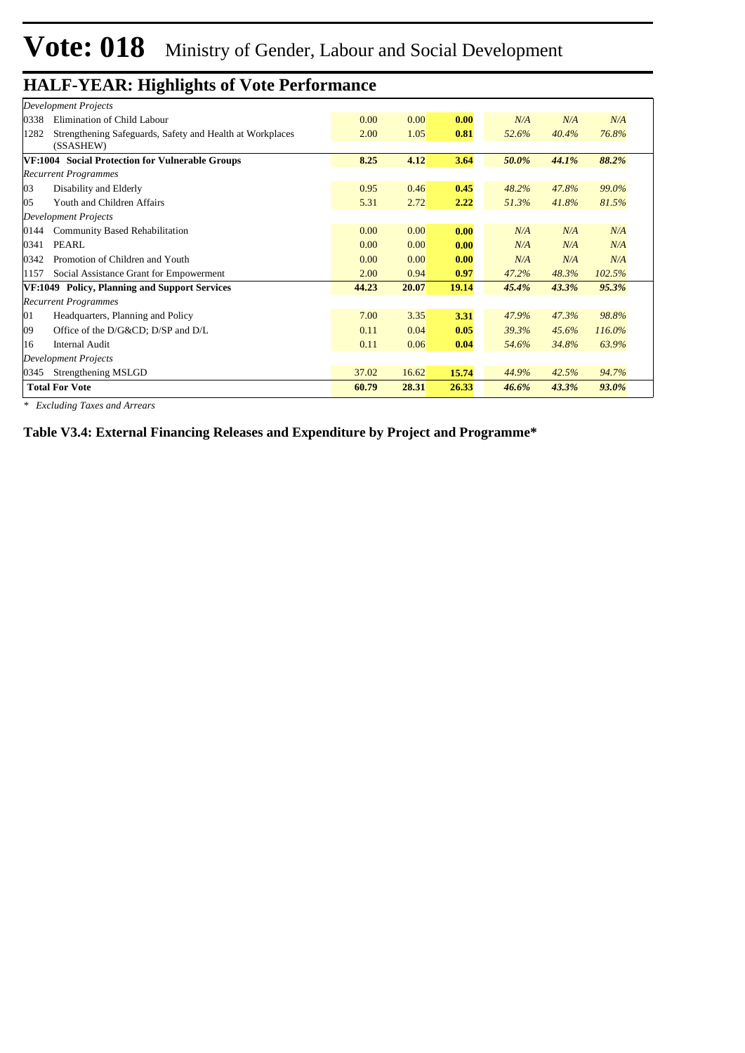# Vote: 018 Ministry of Gender, Labour and Social Development

## HALF-YEAR: Highlights of Vote Performance

| | | | | | | |
|---|---|---|---|---|---|---|
| *Development Projects* | | | | | | |
| 0338 Elimination of Child Labour | 0.00 | 0.00 | **0.00** | *N/A* | *N/A* | *N/A* |
| 1282 Strengthening Safeguards, Safety and Health at Workplaces (SSASHEW) | 2.00 | 1.05 | **0.81** | *52.6%* | *40.4%* | *76.8%* |
| **VF:1004 Social Protection for Vulnerable Groups** | **8.25** | **4.12** | **3.64** | ***50.0%*** | ***44.1%*** | ***88.2%*** |
| *Recurrent Programmes* | | | | | | |
| 03 Disability and Elderly | 0.95 | 0.46 | **0.45** | *48.2%* | *47.8%* | *99.0%* |
| 05 Youth and Children Affairs | 5.31 | 2.72 | **2.22** | *51.3%* | *41.8%* | *81.5%* |
| *Development Projects* | | | | | | |
| 0144 Community Based Rehabilitation | 0.00 | 0.00 | **0.00** | *N/A* | *N/A* | *N/A* |
| 0341 PEARL | 0.00 | 0.00 | **0.00** | *N/A* | *N/A* | *N/A* |
| 0342 Promotion of Children and Youth | 0.00 | 0.00 | **0.00** | *N/A* | *N/A* | *N/A* |
| 1157 Social Assistance Grant for Empowerment | 2.00 | 0.94 | **0.97** | *47.2%* | *48.3%* | *102.5%* |
| **VF:1049 Policy, Planning and Support Services** | **44.23** | **20.07** | **19.14** | ***45.4%*** | ***43.3%*** | ***95.3%*** |
| *Recurrent Programmes* | | | | | | |
| 01 Headquarters, Planning and Policy | 7.00 | 3.35 | **3.31** | *47.9%* | *47.3%* | *98.8%* |
| 09 Office of the D/G&CD; D/SP and D/L | 0.11 | 0.04 | **0.05** | *39.3%* | *45.6%* | *116.0%* |
| 16 Internal Audit | 0.11 | 0.06 | **0.04** | *54.6%* | *34.8%* | *63.9%* |
| *Development Projects* | | | | | | |
| 0345 Strengthening MSLGD | 37.02 | 16.62 | **15.74** | *44.9%* | *42.5%* | *94.7%* |
| **Total For Vote** | **60.79** | **28.31** | **26.33** | ***46.6%*** | ***43.3%*** | ***93.0%*** |

*\* Excluding Taxes and Arrears*

**Table V3.4: External Financing Releases and Expenditure by Project and Programme\***